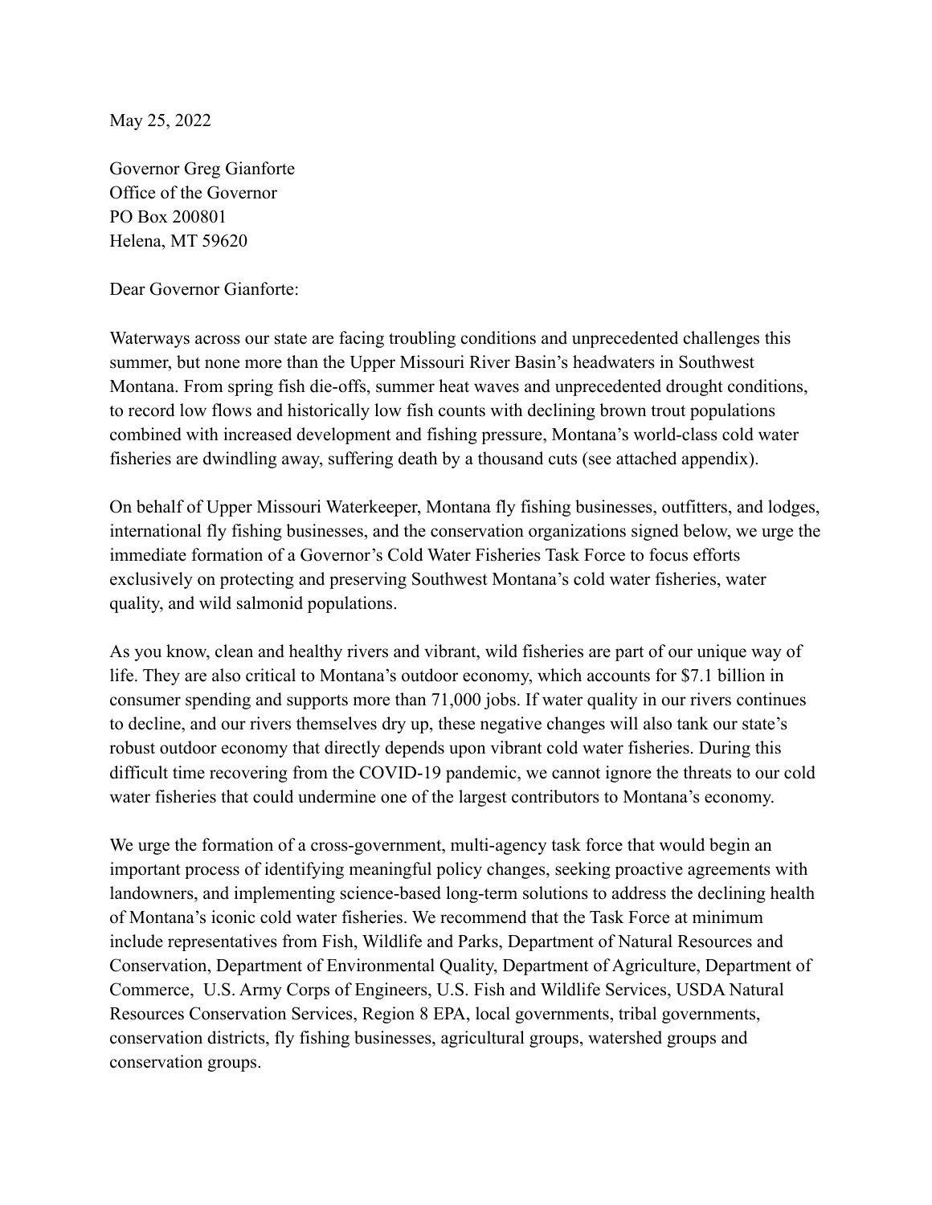May 25, 2022

Governor Greg Gianforte
Office of the Governor
PO Box 200801
Helena, MT 59620

Dear Governor Gianforte:

Waterways across our state are facing troubling conditions and unprecedented challenges this summer, but none more than the Upper Missouri River Basin's headwaters in Southwest Montana. From spring fish die-offs, summer heat waves and unprecedented drought conditions, to record low flows and historically low fish counts with declining brown trout populations combined with increased development and fishing pressure, Montana's world-class cold water fisheries are dwindling away, suffering death by a thousand cuts (see attached appendix).

On behalf of Upper Missouri Waterkeeper, Montana fly fishing businesses, outfitters, and lodges, international fly fishing businesses, and the conservation organizations signed below, we urge the immediate formation of a Governor's Cold Water Fisheries Task Force to focus efforts exclusively on protecting and preserving Southwest Montana's cold water fisheries, water quality, and wild salmonid populations.

As you know, clean and healthy rivers and vibrant, wild fisheries are part of our unique way of life. They are also critical to Montana's outdoor economy, which accounts for $7.1 billion in consumer spending and supports more than 71,000 jobs. If water quality in our rivers continues to decline, and our rivers themselves dry up, these negative changes will also tank our state's robust outdoor economy that directly depends upon vibrant cold water fisheries. During this difficult time recovering from the COVID-19 pandemic, we cannot ignore the threats to our cold water fisheries that could undermine one of the largest contributors to Montana's economy.

We urge the formation of a cross-government, multi-agency task force that would begin an important process of identifying meaningful policy changes, seeking proactive agreements with landowners, and implementing science-based long-term solutions to address the declining health of Montana's iconic cold water fisheries. We recommend that the Task Force at minimum include representatives from Fish, Wildlife and Parks, Department of Natural Resources and Conservation, Department of Environmental Quality, Department of Agriculture, Department of Commerce, U.S. Army Corps of Engineers, U.S. Fish and Wildlife Services, USDA Natural Resources Conservation Services, Region 8 EPA, local governments, tribal governments, conservation districts, fly fishing businesses, agricultural groups, watershed groups and conservation groups.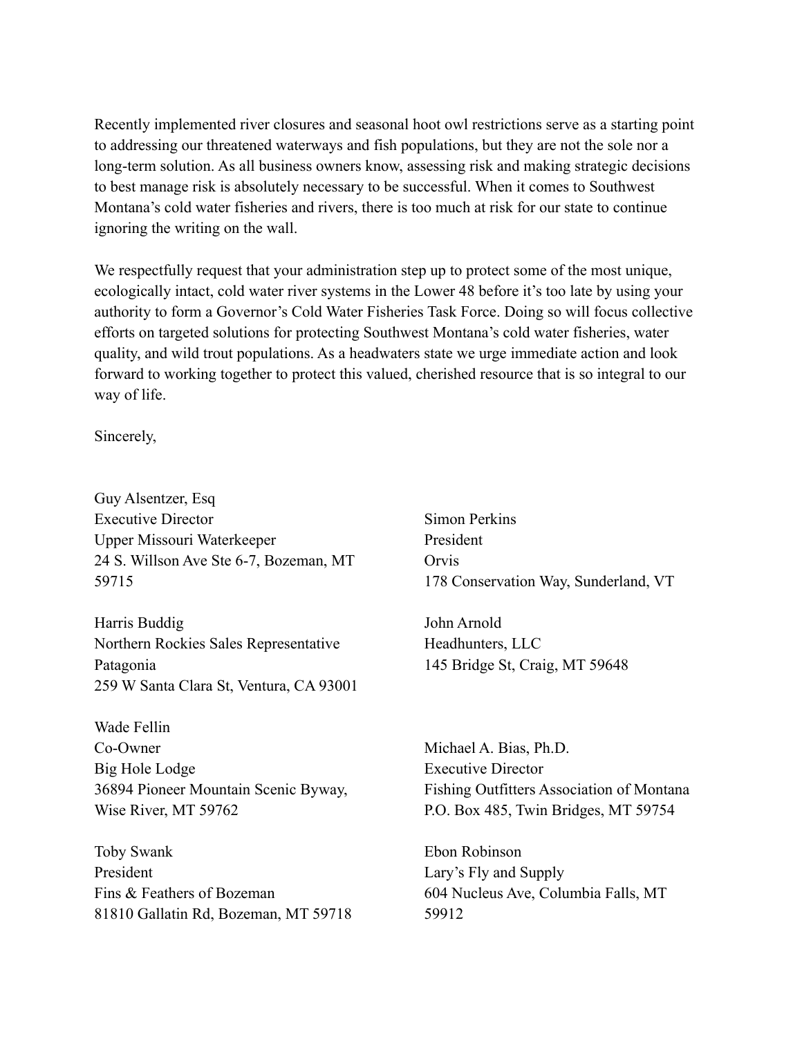Recently implemented river closures and seasonal hoot owl restrictions serve as a starting point to addressing our threatened waterways and fish populations, but they are not the sole nor a long-term solution. As all business owners know, assessing risk and making strategic decisions to best manage risk is absolutely necessary to be successful. When it comes to Southwest Montana's cold water fisheries and rivers, there is too much at risk for our state to continue ignoring the writing on the wall.

We respectfully request that your administration step up to protect some of the most unique, ecologically intact, cold water river systems in the Lower 48 before it's too late by using your authority to form a Governor's Cold Water Fisheries Task Force. Doing so will focus collective efforts on targeted solutions for protecting Southwest Montana's cold water fisheries, water quality, and wild trout populations. As a headwaters state we urge immediate action and look forward to working together to protect this valued, cherished resource that is so integral to our way of life.

Sincerely,

Guy Alsentzer, Esq
Executive Director
Upper Missouri Waterkeeper
24 S. Willson Ave Ste 6-7, Bozeman, MT 59715

Simon Perkins
President
Orvis
178 Conservation Way, Sunderland, VT

Harris Buddig
Northern Rockies Sales Representative
Patagonia
259 W Santa Clara St, Ventura, CA 93001

John Arnold
Headhunters, LLC
145 Bridge St, Craig, MT 59648

Wade Fellin
Co-Owner
Big Hole Lodge
36894 Pioneer Mountain Scenic Byway, Wise River, MT 59762

Michael A. Bias, Ph.D.
Executive Director
Fishing Outfitters Association of Montana
P.O. Box 485, Twin Bridges, MT 59754

Toby Swank
President
Fins & Feathers of Bozeman
81810 Gallatin Rd, Bozeman, MT 59718

Ebon Robinson
Lary's Fly and Supply
604 Nucleus Ave, Columbia Falls, MT 59912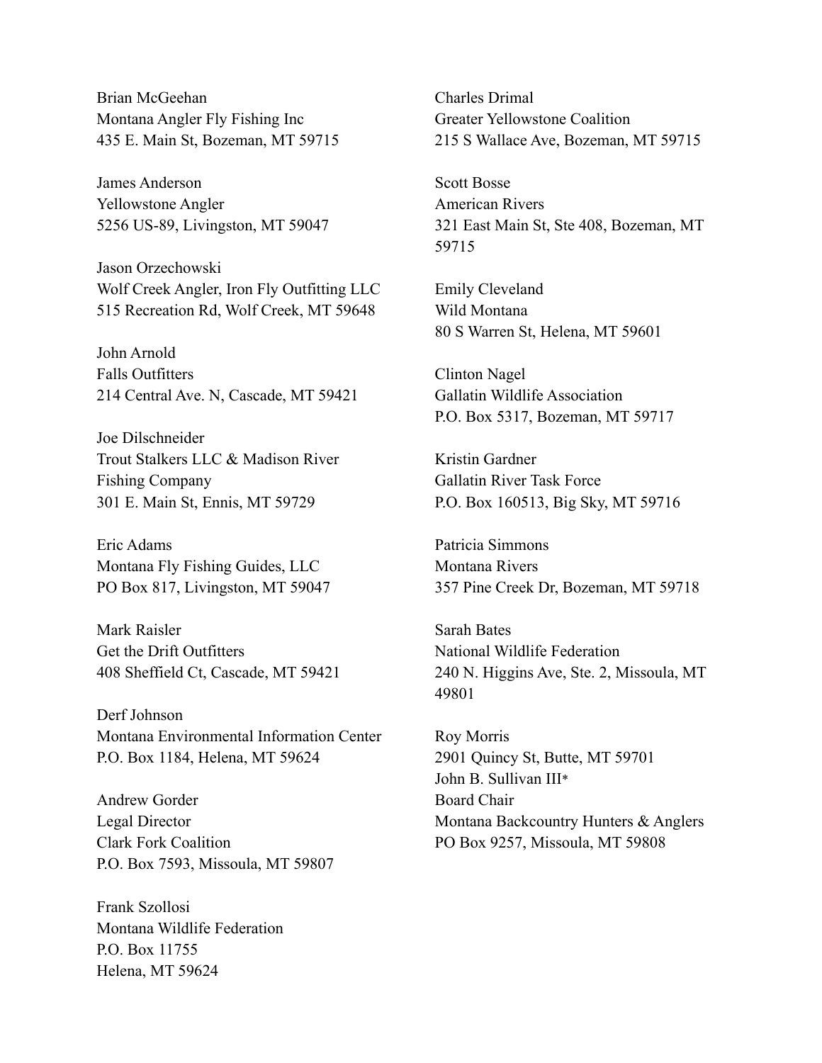Brian McGeehan
Montana Angler Fly Fishing Inc
435 E. Main St, Bozeman, MT 59715

James Anderson
Yellowstone Angler
5256 US-89, Livingston, MT 59047

Jason Orzechowski
Wolf Creek Angler, Iron Fly Outfitting LLC
515 Recreation Rd, Wolf Creek, MT 59648

John Arnold
Falls Outfitters
214 Central Ave. N, Cascade, MT 59421

Joe Dilschneider
Trout Stalkers LLC & Madison River Fishing Company
301 E. Main St, Ennis, MT 59729

Eric Adams
Montana Fly Fishing Guides, LLC
PO Box 817, Livingston, MT 59047

Mark Raisler
Get the Drift Outfitters
408 Sheffield Ct, Cascade, MT 59421

Derf Johnson
Montana Environmental Information Center
P.O. Box 1184, Helena, MT 59624

Andrew Gorder
Legal Director
Clark Fork Coalition
P.O. Box 7593, Missoula, MT 59807

Frank Szollosi
Montana Wildlife Federation
P.O. Box 11755
Helena, MT 59624

Charles Drimal
Greater Yellowstone Coalition
215 S Wallace Ave, Bozeman, MT 59715

Scott Bosse
American Rivers
321 East Main St, Ste 408, Bozeman, MT 59715

Emily Cleveland
Wild Montana
80 S Warren St, Helena, MT 59601

Clinton Nagel
Gallatin Wildlife Association
P.O. Box 5317, Bozeman, MT 59717

Kristin Gardner
Gallatin River Task Force
P.O. Box 160513, Big Sky, MT 59716

Patricia Simmons
Montana Rivers
357 Pine Creek Dr, Bozeman, MT 59718

Sarah Bates
National Wildlife Federation
240 N. Higgins Ave, Ste. 2, Missoula, MT 49801

Roy Morris
2901 Quincy St, Butte, MT 59701
John B. Sullivan III*
Board Chair
Montana Backcountry Hunters & Anglers
PO Box 9257, Missoula, MT 59808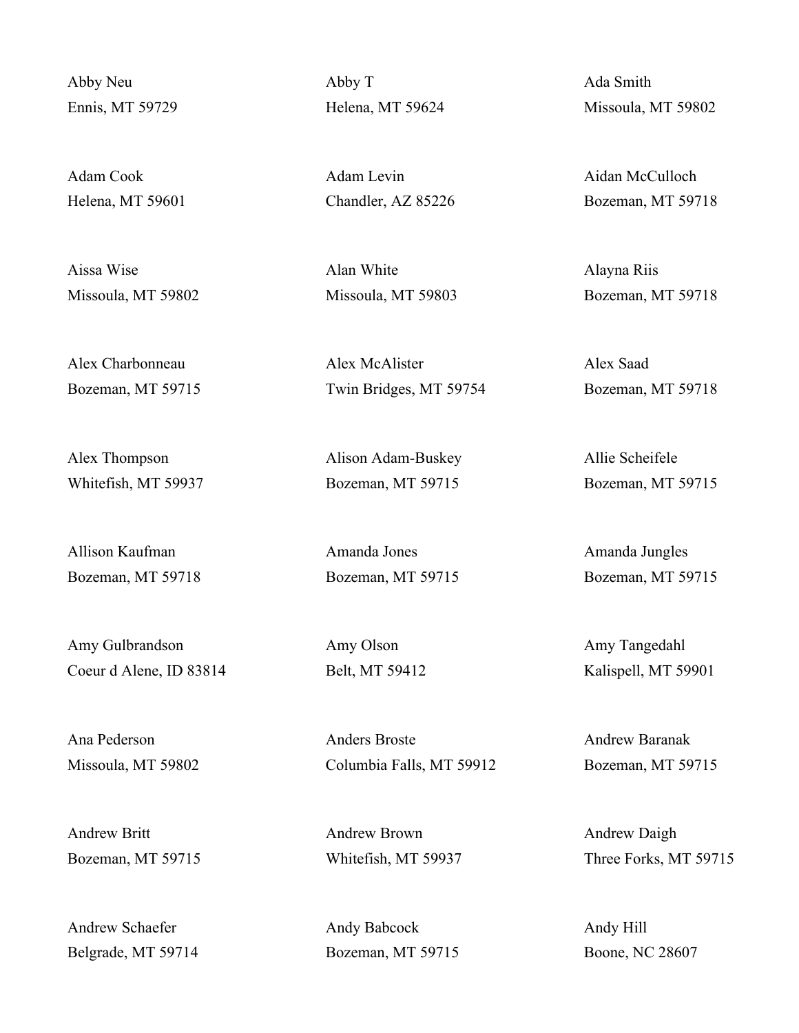Abby Neu
Ennis, MT 59729

Abby T
Helena, MT 59624

Ada Smith
Missoula, MT 59802

Adam Cook
Helena, MT 59601

Adam Levin
Chandler, AZ 85226

Aidan McCulloch
Bozeman, MT 59718

Aissa Wise
Missoula, MT 59802

Alan White
Missoula, MT 59803

Alayna Riis
Bozeman, MT 59718

Alex Charbonneau
Bozeman, MT 59715

Alex McAlister
Twin Bridges, MT 59754

Alex Saad
Bozeman, MT 59718

Alex Thompson
Whitefish, MT 59937

Alison Adam-Buskey
Bozeman, MT 59715

Allie Scheifele
Bozeman, MT 59715

Allison Kaufman
Bozeman, MT 59718

Amanda Jones
Bozeman, MT 59715

Amanda Jungles
Bozeman, MT 59715

Amy Gulbrandson
Coeur d Alene, ID 83814

Amy Olson
Belt, MT 59412

Amy Tangedahl
Kalispell, MT 59901

Ana Pederson
Missoula, MT 59802

Anders Broste
Columbia Falls, MT 59912

Andrew Baranak
Bozeman, MT 59715

Andrew Britt
Bozeman, MT 59715

Andrew Brown
Whitefish, MT 59937

Andrew Daigh
Three Forks, MT 59715

Andrew Schaefer
Belgrade, MT 59714

Andy Babcock
Bozeman, MT 59715

Andy Hill
Boone, NC 28607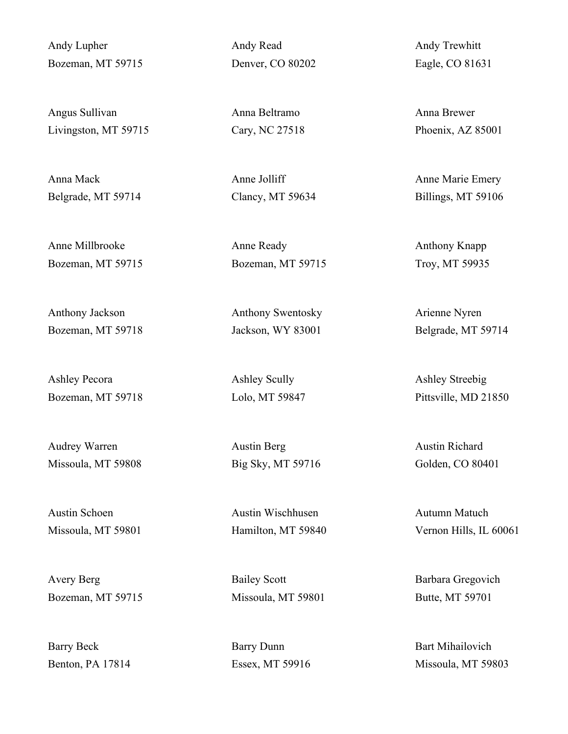Andy Lupher
Bozeman, MT 59715

Andy Read
Denver, CO 80202

Andy Trewhitt
Eagle, CO 81631

Angus Sullivan
Livingston, MT 59715

Anna Beltramo
Cary, NC 27518

Anna Brewer
Phoenix, AZ 85001

Anna Mack
Belgrade, MT 59714

Anne Jolliff
Clancy, MT 59634

Anne Marie Emery
Billings, MT 59106

Anne Millbrooke
Bozeman, MT 59715

Anne Ready
Bozeman, MT 59715

Anthony Knapp
Troy, MT 59935

Anthony Jackson
Bozeman, MT 59718

Anthony Swentosky
Jackson, WY 83001

Arienne Nyren
Belgrade, MT 59714

Ashley Pecora
Bozeman, MT 59718

Ashley Scully
Lolo, MT 59847

Ashley Streebig
Pittsville, MD 21850

Audrey Warren
Missoula, MT 59808

Austin Berg
Big Sky, MT 59716

Austin Richard
Golden, CO 80401

Austin Schoen
Missoula, MT 59801

Austin Wischhusen
Hamilton, MT 59840

Autumn Matuch
Vernon Hills, IL 60061

Avery Berg
Bozeman, MT 59715

Bailey Scott
Missoula, MT 59801

Barbara Gregovich
Butte, MT 59701

Barry Beck
Benton, PA 17814

Barry Dunn
Essex, MT 59916

Bart Mihailovich
Missoula, MT 59803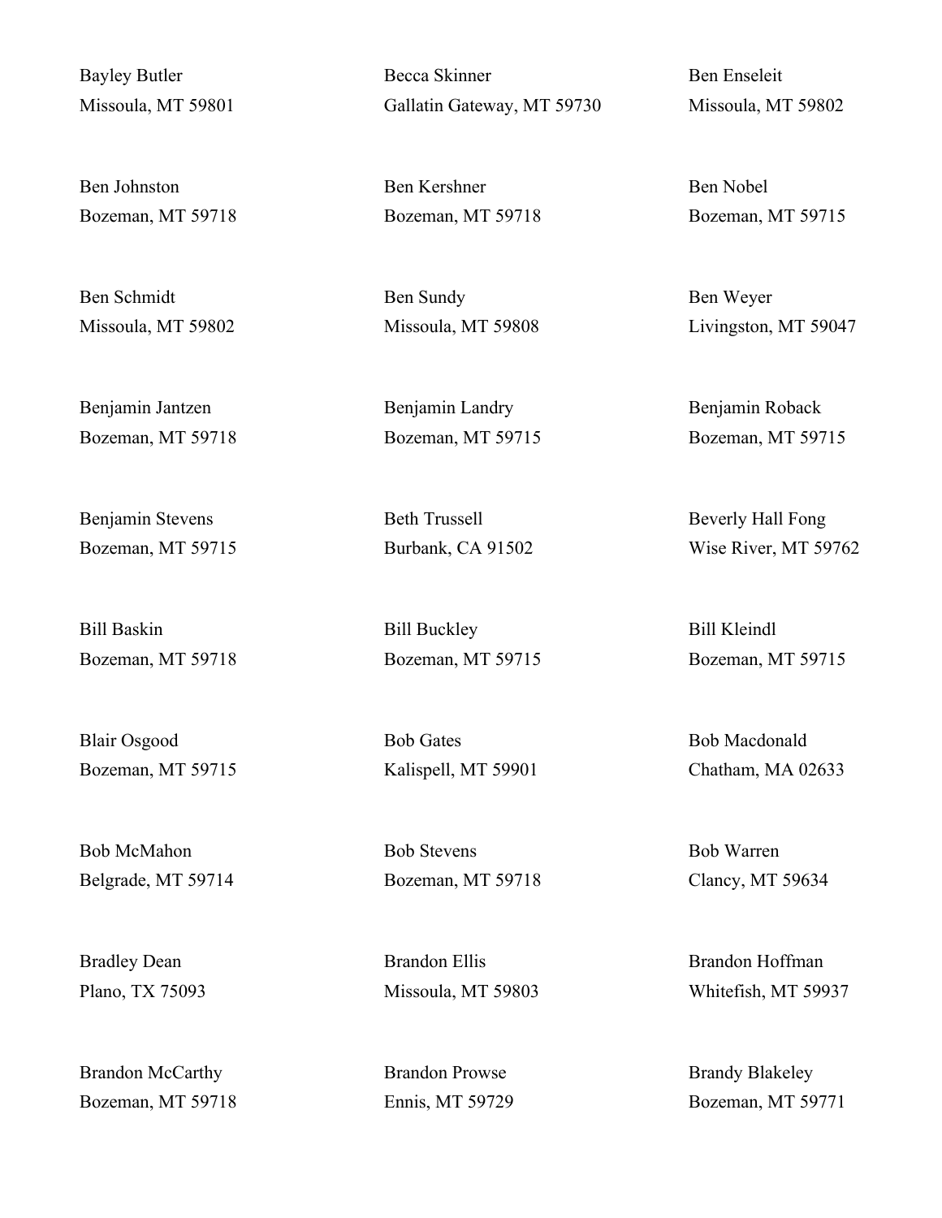Bayley Butler
Missoula, MT 59801

Becca Skinner
Gallatin Gateway, MT 59730

Ben Enseleit
Missoula, MT 59802

Ben Johnston
Bozeman, MT 59718

Ben Kershner
Bozeman, MT 59718

Ben Nobel
Bozeman, MT 59715

Ben Schmidt
Missoula, MT 59802

Ben Sundy
Missoula, MT 59808

Ben Weyer
Livingston, MT 59047

Benjamin Jantzen
Bozeman, MT 59718

Benjamin Landry
Bozeman, MT 59715

Benjamin Roback
Bozeman, MT 59715

Benjamin Stevens
Bozeman, MT 59715

Beth Trussell
Burbank, CA 91502

Beverly Hall Fong
Wise River, MT 59762

Bill Baskin
Bozeman, MT 59718

Bill Buckley
Bozeman, MT 59715

Bill Kleindl
Bozeman, MT 59715

Blair Osgood
Bozeman, MT 59715

Bob Gates
Kalispell, MT 59901

Bob Macdonald
Chatham, MA 02633

Bob McMahon
Belgrade, MT 59714

Bob Stevens
Bozeman, MT 59718

Bob Warren
Clancy, MT 59634

Bradley Dean
Plano, TX 75093

Brandon Ellis
Missoula, MT 59803

Brandon Hoffman
Whitefish, MT 59937

Brandon McCarthy
Bozeman, MT 59718

Brandon Prowse
Ennis, MT 59729

Brandy Blakeley
Bozeman, MT 59771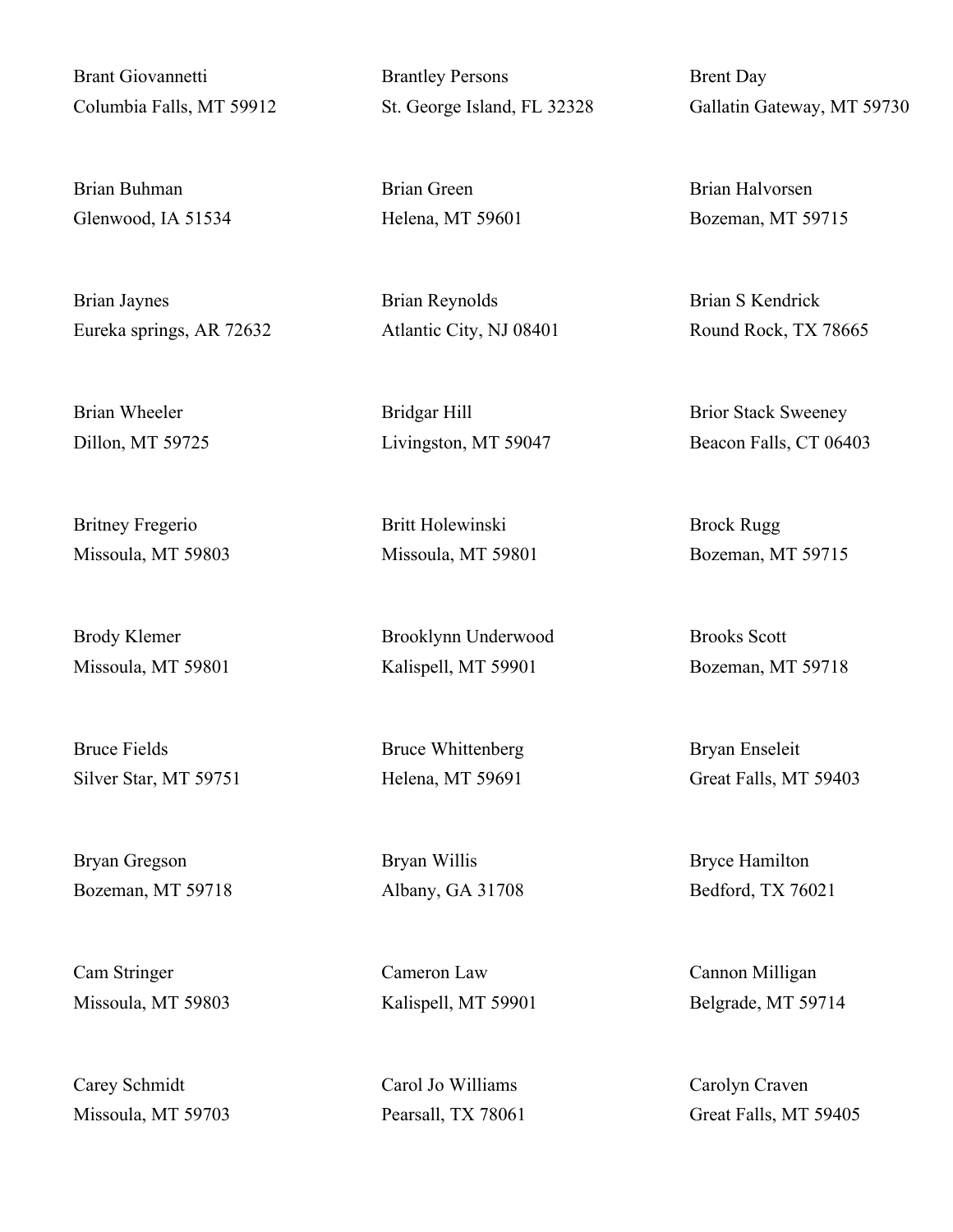Brant Giovannetti
Columbia Falls, MT 59912

Brantley Persons
St. George Island, FL 32328

Brent Day
Gallatin Gateway, MT 59730

Brian Buhman
Glenwood, IA 51534

Brian Green
Helena, MT 59601

Brian Halvorsen
Bozeman, MT 59715

Brian Jaynes
Eureka springs, AR 72632

Brian Reynolds
Atlantic City, NJ 08401

Brian S Kendrick
Round Rock, TX 78665

Brian Wheeler
Dillon, MT 59725

Bridgar Hill
Livingston, MT 59047

Brior Stack Sweeney
Beacon Falls, CT 06403

Britney Fregerio
Missoula, MT 59803

Britt Holewinski
Missoula, MT 59801

Brock Rugg
Bozeman, MT 59715

Brody Klemer
Missoula, MT 59801

Brooklynn Underwood
Kalispell, MT 59901

Brooks Scott
Bozeman, MT 59718

Bruce Fields
Silver Star, MT 59751

Bruce Whittenberg
Helena, MT 59691

Bryan Enseleit
Great Falls, MT 59403

Bryan Gregson
Bozeman, MT 59718

Bryan Willis
Albany, GA 31708

Bryce Hamilton
Bedford, TX 76021

Cam Stringer
Missoula, MT 59803

Cameron Law
Kalispell, MT 59901

Cannon Milligan
Belgrade, MT 59714

Carey Schmidt
Missoula, MT 59703

Carol Jo Williams
Pearsall, TX 78061

Carolyn Craven
Great Falls, MT 59405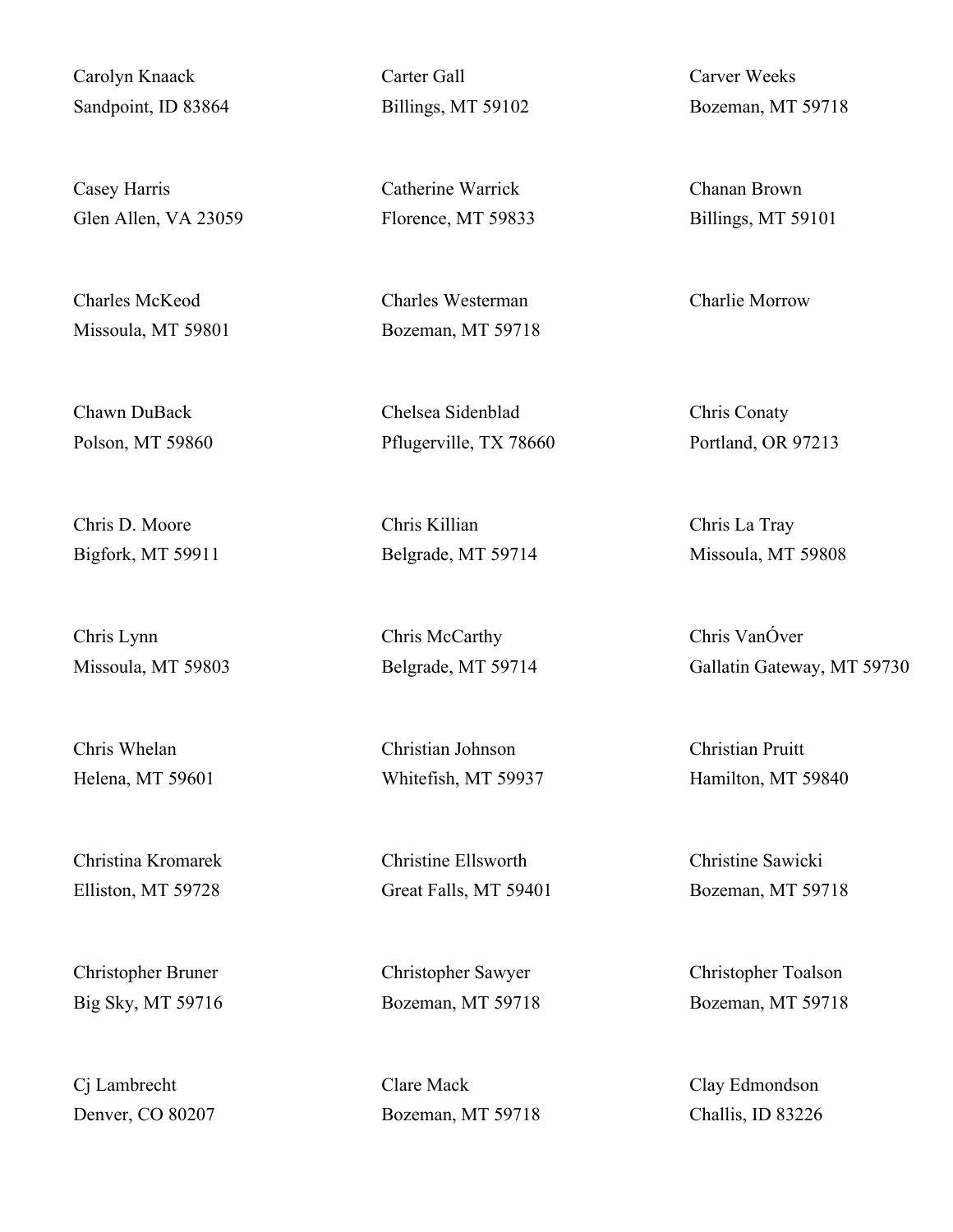Carolyn Knaack
Sandpoint, ID 83864

Carter Gall
Billings, MT 59102

Carver Weeks
Bozeman, MT 59718

Casey Harris
Glen Allen, VA 23059

Catherine Warrick
Florence, MT 59833

Chanan Brown
Billings, MT 59101

Charles McKeod
Missoula, MT 59801

Charles Westerman
Bozeman, MT 59718

Charlie Morrow

Chawn DuBack
Polson, MT 59860

Chelsea Sidenblad
Pflugerville, TX 78660

Chris Conaty
Portland, OR 97213

Chris D. Moore
Bigfork, MT 59911

Chris Killian
Belgrade, MT 59714

Chris La Tray
Missoula, MT 59808

Chris Lynn
Missoula, MT 59803

Chris McCarthy
Belgrade, MT 59714

Chris VanÓver
Gallatin Gateway, MT 59730

Chris Whelan
Helena, MT 59601

Christian Johnson
Whitefish, MT 59937

Christian Pruitt
Hamilton, MT 59840

Christina Kromarek
Elliston, MT 59728

Christine Ellsworth
Great Falls, MT 59401

Christine Sawicki
Bozeman, MT 59718

Christopher Bruner
Big Sky, MT 59716

Christopher Sawyer
Bozeman, MT 59718

Christopher Toalson
Bozeman, MT 59718

Cj Lambrecht
Denver, CO 80207

Clare Mack
Bozeman, MT 59718

Clay Edmondson
Challis, ID 83226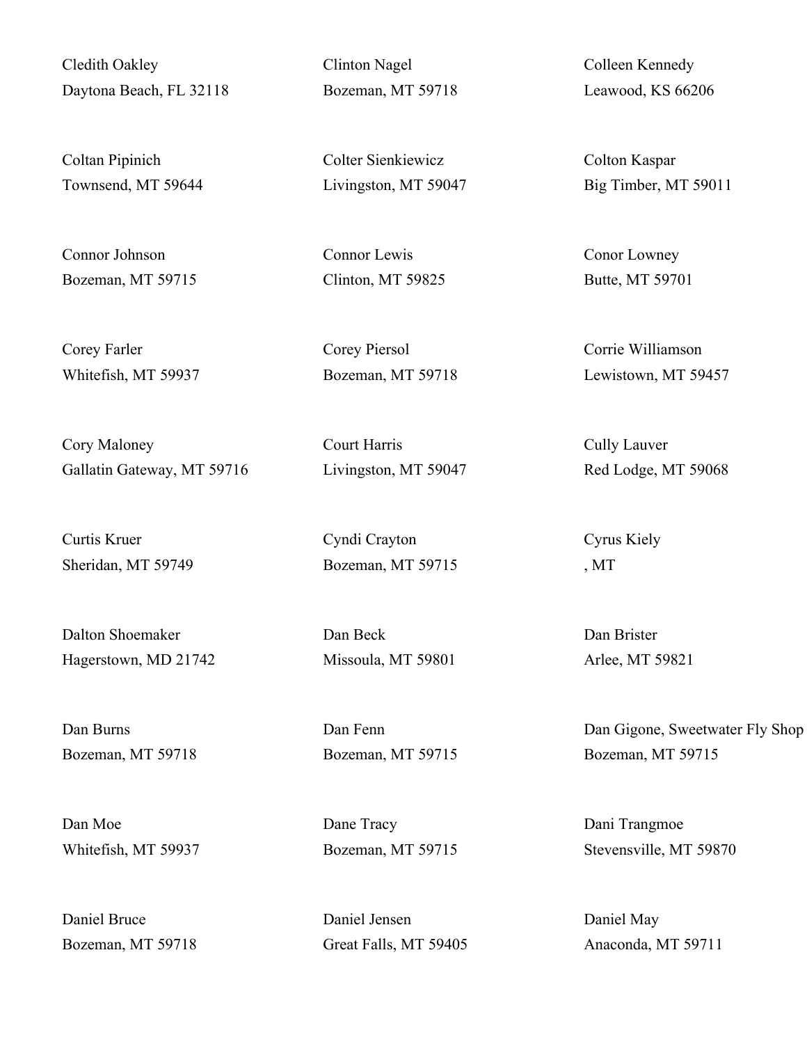Cledith Oakley
Daytona Beach, FL 32118

Clinton Nagel
Bozeman, MT 59718

Colleen Kennedy
Leawood, KS 66206

Coltan Pipinich
Townsend, MT 59644

Colter Sienkiewicz
Livingston, MT 59047

Colton Kaspar
Big Timber, MT 59011

Connor Johnson
Bozeman, MT 59715

Connor Lewis
Clinton, MT 59825

Conor Lowney
Butte, MT 59701

Corey Farler
Whitefish, MT 59937

Corey Piersol
Bozeman, MT 59718

Corrie Williamson
Lewistown, MT 59457

Cory Maloney
Gallatin Gateway, MT 59716

Court Harris
Livingston, MT 59047

Cully Lauver
Red Lodge, MT 59068

Curtis Kruer
Sheridan, MT 59749

Cyndi Crayton
Bozeman, MT 59715

Cyrus Kiely
, MT

Dalton Shoemaker
Hagerstown, MD 21742

Dan Beck
Missoula, MT 59801

Dan Brister
Arlee, MT 59821

Dan Burns
Bozeman, MT 59718

Dan Fenn
Bozeman, MT 59715

Dan Gigone, Sweetwater Fly Shop
Bozeman, MT 59715

Dan Moe
Whitefish, MT 59937

Dane Tracy
Bozeman, MT 59715

Dani Trangmoe
Stevensville, MT 59870

Daniel Bruce
Bozeman, MT 59718

Daniel Jensen
Great Falls, MT 59405

Daniel May
Anaconda, MT 59711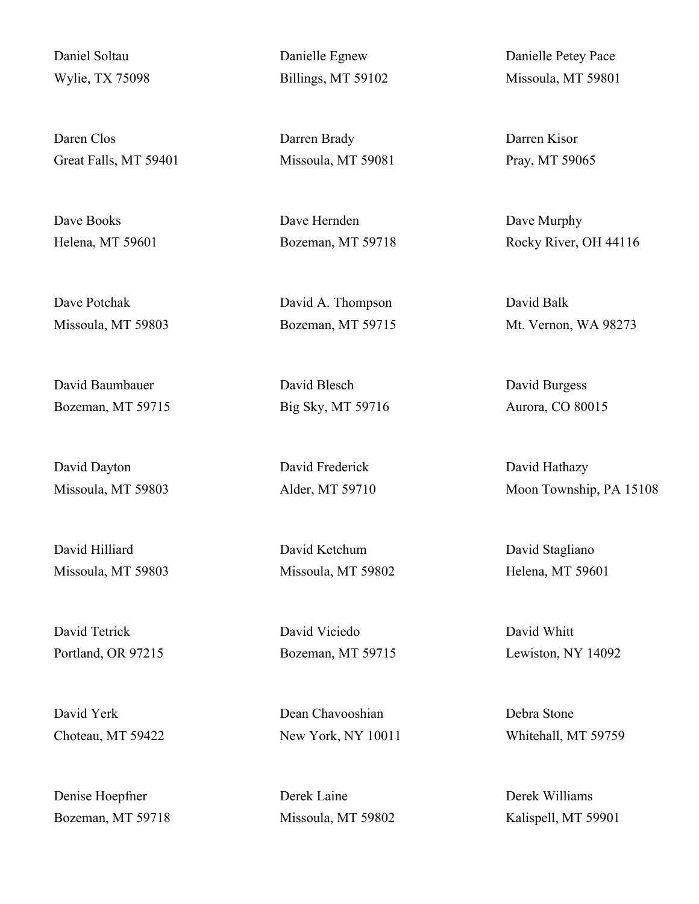Daniel Soltau
Wylie, TX 75098

Danielle Egnew
Billings, MT 59102

Danielle Petey Pace
Missoula, MT 59801

Daren Clos
Great Falls, MT 59401

Darren Brady
Missoula, MT 59081

Darren Kisor
Pray, MT 59065

Dave Books
Helena, MT 59601

Dave Hernden
Bozeman, MT 59718

Dave Murphy
Rocky River, OH 44116

Dave Potchak
Missoula, MT 59803

David A. Thompson
Bozeman, MT 59715

David Balk
Mt. Vernon, WA 98273

David Baumbauer
Bozeman, MT 59715

David Blesch
Big Sky, MT 59716

David Burgess
Aurora, CO 80015

David Dayton
Missoula, MT 59803

David Frederick
Alder, MT 59710

David Hathazy
Moon Township, PA 15108

David Hilliard
Missoula, MT 59803

David Ketchum
Missoula, MT 59802

David Stagliano
Helena, MT 59601

David Tetrick
Portland, OR 97215

David Viciedo
Bozeman, MT 59715

David Whitt
Lewiston, NY 14092

David Yerk
Choteau, MT 59422

Dean Chavooshian
New York, NY 10011

Debra Stone
Whitehall, MT 59759

Denise Hoepfner
Bozeman, MT 59718

Derek Laine
Missoula, MT 59802

Derek Williams
Kalispell, MT 59901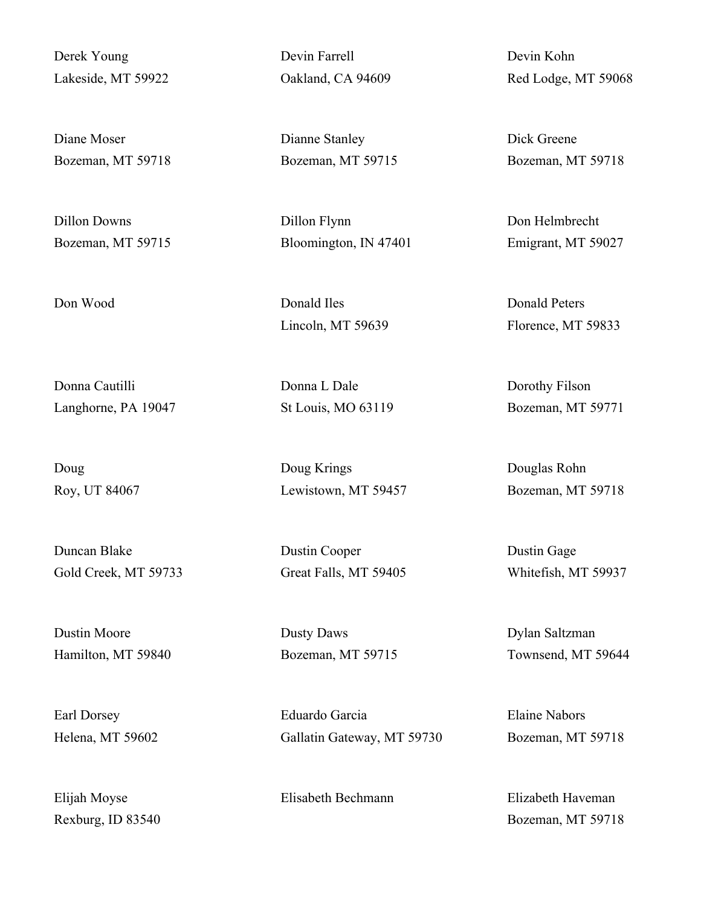Derek Young
Lakeside, MT 59922

Devin Farrell
Oakland, CA 94609

Devin Kohn
Red Lodge, MT 59068

Diane Moser
Bozeman, MT 59718

Dianne Stanley
Bozeman, MT 59715

Dick Greene
Bozeman, MT 59718

Dillon Downs
Bozeman, MT 59715

Dillon Flynn
Bloomington, IN 47401

Don Helmbrecht
Emigrant, MT 59027

Don Wood

Donald Iles
Lincoln, MT 59639

Donald Peters
Florence, MT 59833

Donna Cautilli
Langhorne, PA 19047

Donna L Dale
St Louis, MO 63119

Dorothy Filson
Bozeman, MT 59771

Doug
Roy, UT 84067

Doug Krings
Lewistown, MT 59457

Douglas Rohn
Bozeman, MT 59718

Duncan Blake
Gold Creek, MT 59733

Dustin Cooper
Great Falls, MT 59405

Dustin Gage
Whitefish, MT 59937

Dustin Moore
Hamilton, MT 59840

Dusty Daws
Bozeman, MT 59715

Dylan Saltzman
Townsend, MT 59644

Earl Dorsey
Helena, MT 59602

Eduardo Garcia
Gallatin Gateway, MT 59730

Elaine Nabors
Bozeman, MT 59718

Elijah Moyse
Rexburg, ID 83540

Elisabeth Bechmann

Elizabeth Haveman
Bozeman, MT 59718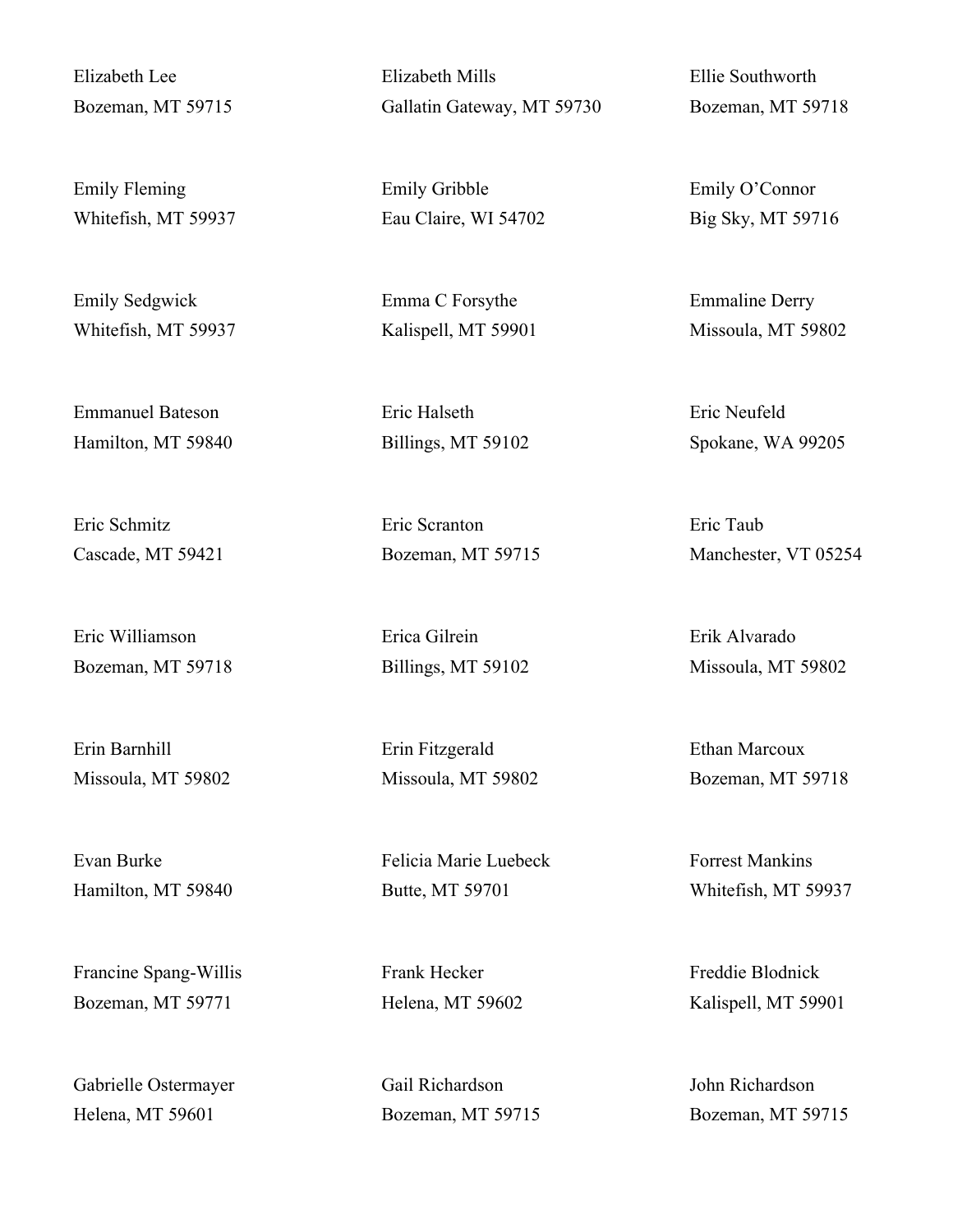Elizabeth Lee
Bozeman, MT 59715

Elizabeth Mills
Gallatin Gateway, MT 59730

Ellie Southworth
Bozeman, MT 59718

Emily Fleming
Whitefish, MT 59937

Emily Gribble
Eau Claire, WI 54702

Emily O'Connor
Big Sky, MT 59716

Emily Sedgwick
Whitefish, MT 59937

Emma C Forsythe
Kalispell, MT 59901

Emmaline Derry
Missoula, MT 59802

Emmanuel Bateson
Hamilton, MT 59840

Eric Halseth
Billings, MT 59102

Eric Neufeld
Spokane, WA 99205

Eric Schmitz
Cascade, MT 59421

Eric Scranton
Bozeman, MT 59715

Eric Taub
Manchester, VT 05254

Eric Williamson
Bozeman, MT 59718

Erica Gilrein
Billings, MT 59102

Erik Alvarado
Missoula, MT 59802

Erin Barnhill
Missoula, MT 59802

Erin Fitzgerald
Missoula, MT 59802

Ethan Marcoux
Bozeman, MT 59718

Evan Burke
Hamilton, MT 59840

Felicia Marie Luebeck
Butte, MT 59701

Forrest Mankins
Whitefish, MT 59937

Francine Spang-Willis
Bozeman, MT 59771

Frank Hecker
Helena, MT 59602

Freddie Blodnick
Kalispell, MT 59901

Gabrielle Ostermayer
Helena, MT 59601

Gail Richardson
Bozeman, MT 59715

John Richardson
Bozeman, MT 59715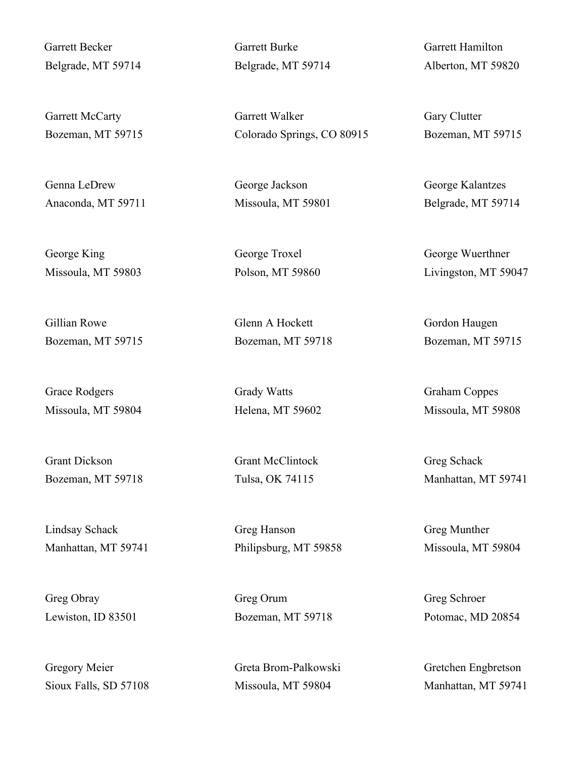Garrett Becker
Belgrade, MT 59714

Garrett Burke
Belgrade, MT 59714

Garrett Hamilton
Alberton, MT 59820

Garrett McCarty
Bozeman, MT 59715

Garrett Walker
Colorado Springs, CO 80915

Gary Clutter
Bozeman, MT 59715

Genna LeDrew
Anaconda, MT 59711

George Jackson
Missoula, MT 59801

George Kalantzes
Belgrade, MT 59714

George King
Missoula, MT 59803

George Troxel
Polson, MT 59860

George Wuerthner
Livingston, MT 59047

Gillian Rowe
Bozeman, MT 59715

Glenn A Hockett
Bozeman, MT 59718

Gordon Haugen
Bozeman, MT 59715

Grace Rodgers
Missoula, MT 59804

Grady Watts
Helena, MT 59602

Graham Coppes
Missoula, MT 59808

Grant Dickson
Bozeman, MT 59718

Grant McClintock
Tulsa, OK 74115

Greg Schack
Manhattan, MT 59741

Lindsay Schack
Manhattan, MT 59741

Greg Hanson
Philipsburg, MT 59858

Greg Munther
Missoula, MT 59804

Greg Obray
Lewiston, ID 83501

Greg Orum
Bozeman, MT 59718

Greg Schroer
Potomac, MD 20854

Gregory Meier
Sioux Falls, SD 57108

Greta Brom-Palkowski
Missoula, MT 59804

Gretchen Engbretson
Manhattan, MT 59741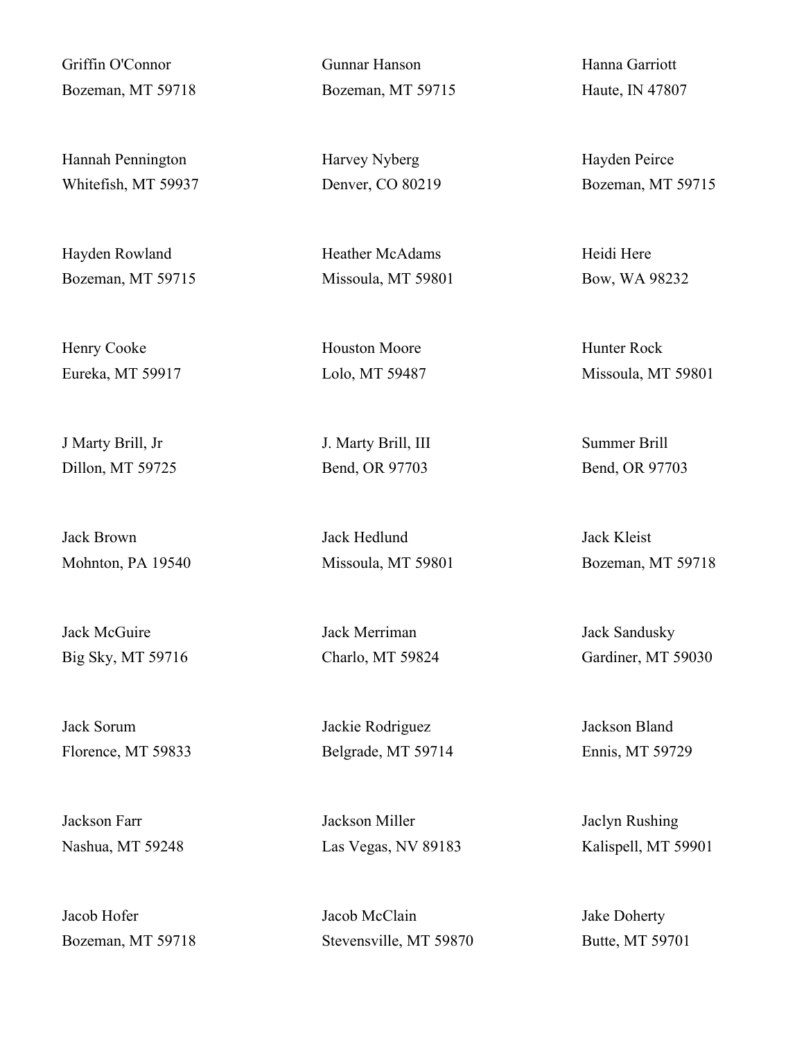Griffin O'Connor
Bozeman, MT 59718

Gunnar Hanson
Bozeman, MT 59715

Hanna Garriott
Haute, IN 47807

Hannah Pennington
Whitefish, MT 59937

Harvey Nyberg
Denver, CO 80219

Hayden Peirce
Bozeman, MT 59715

Hayden Rowland
Bozeman, MT 59715

Heather McAdams
Missoula, MT 59801

Heidi Here
Bow, WA 98232

Henry Cooke
Eureka, MT 59917

Houston Moore
Lolo, MT 59487

Hunter Rock
Missoula, MT 59801

J Marty Brill, Jr
Dillon, MT 59725

J. Marty Brill, III
Bend, OR 97703

Summer Brill
Bend, OR 97703

Jack Brown
Mohnton, PA 19540

Jack Hedlund
Missoula, MT 59801

Jack Kleist
Bozeman, MT 59718

Jack McGuire
Big Sky, MT 59716

Jack Merriman
Charlo, MT 59824

Jack Sandusky
Gardiner, MT 59030

Jack Sorum
Florence, MT 59833

Jackie Rodriguez
Belgrade, MT 59714

Jackson Bland
Ennis, MT 59729

Jackson Farr
Nashua, MT 59248

Jackson Miller
Las Vegas, NV 89183

Jaclyn Rushing
Kalispell, MT 59901

Jacob Hofer
Bozeman, MT 59718

Jacob McClain
Stevensville, MT 59870

Jake Doherty
Butte, MT 59701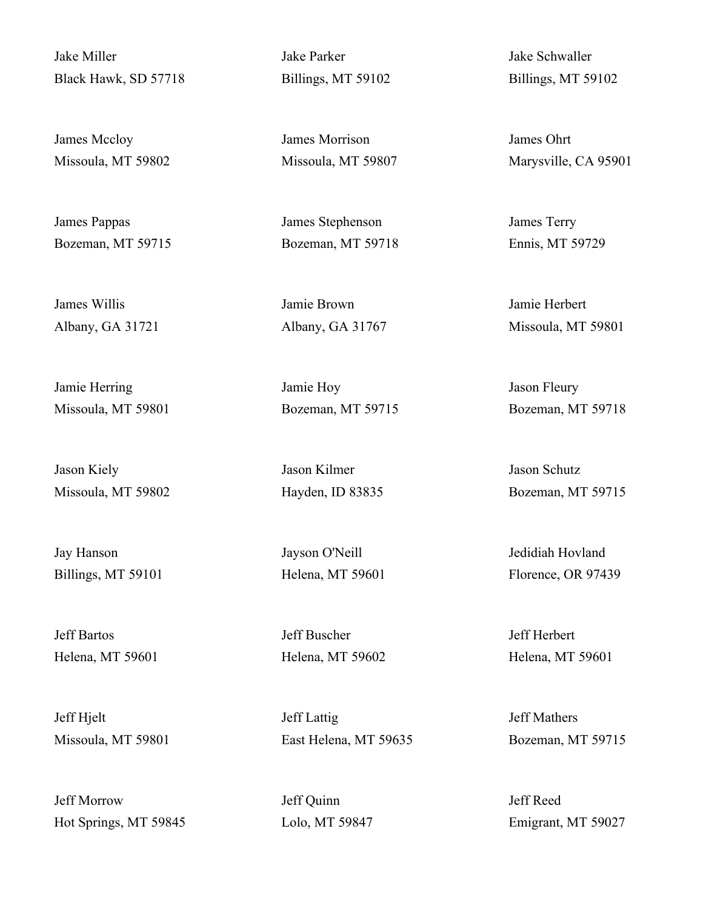Jake Miller
Black Hawk, SD 57718

Jake Parker
Billings, MT 59102

Jake Schwaller
Billings, MT 59102

James Mccloy
Missoula, MT 59802

James Morrison
Missoula, MT 59807

James Ohrt
Marysville, CA 95901

James Pappas
Bozeman, MT 59715

James Stephenson
Bozeman, MT 59718

James Terry
Ennis, MT 59729

James Willis
Albany, GA 31721

Jamie Brown
Albany, GA 31767

Jamie Herbert
Missoula, MT 59801

Jamie Herring
Missoula, MT 59801

Jamie Hoy
Bozeman, MT 59715

Jason Fleury
Bozeman, MT 59718

Jason Kiely
Missoula, MT 59802

Jason Kilmer
Hayden, ID 83835

Jason Schutz
Bozeman, MT 59715

Jay Hanson
Billings, MT 59101

Jayson O'Neill
Helena, MT 59601

Jedidiah Hovland
Florence, OR 97439

Jeff Bartos
Helena, MT 59601

Jeff Buscher
Helena, MT 59602

Jeff Herbert
Helena, MT 59601

Jeff Hjelt
Missoula, MT 59801

Jeff Lattig
East Helena, MT 59635

Jeff Mathers
Bozeman, MT 59715

Jeff Morrow
Hot Springs, MT 59845

Jeff Quinn
Lolo, MT 59847

Jeff Reed
Emigrant, MT 59027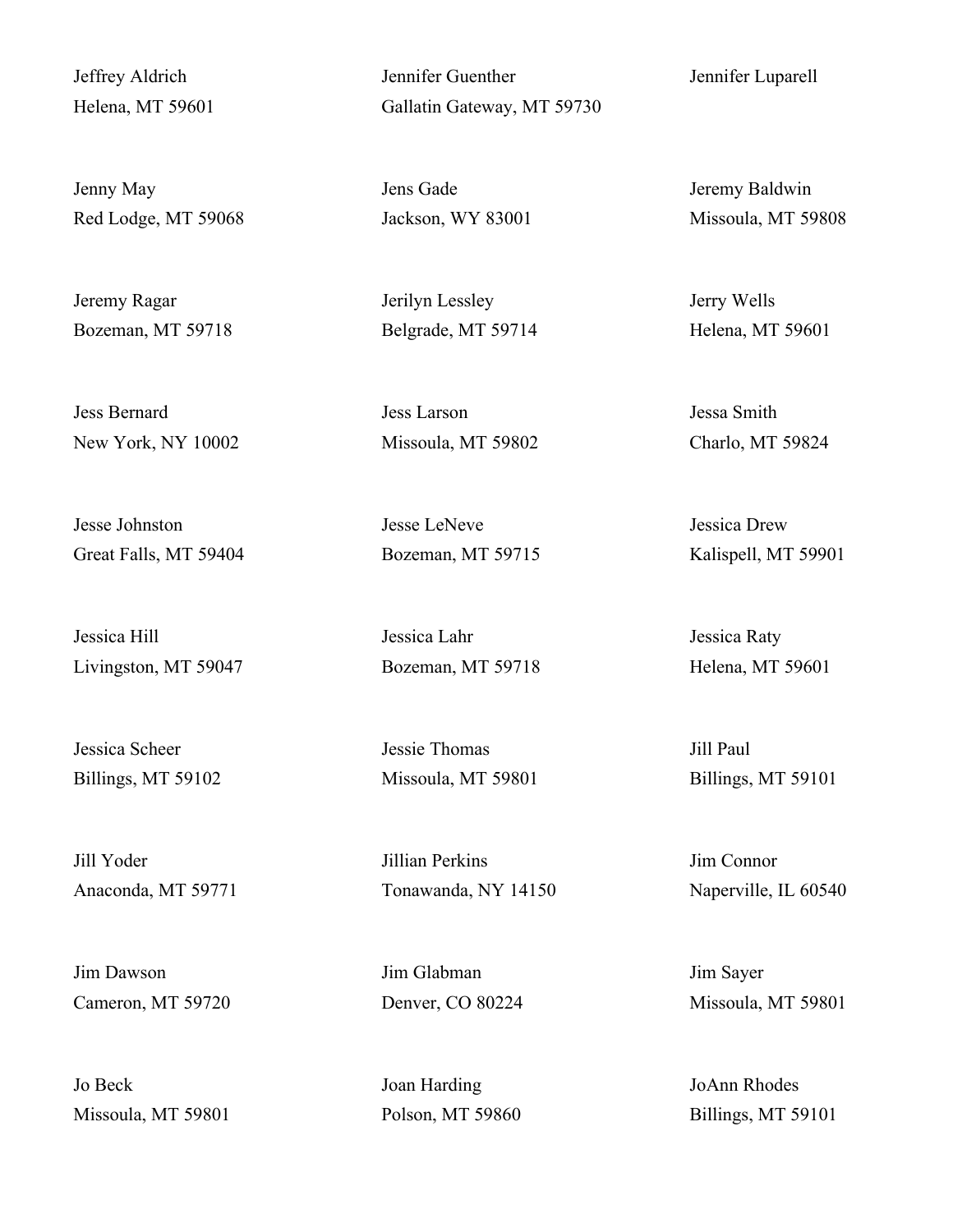Jeffrey Aldrich
Helena, MT 59601

Jennifer Guenther
Gallatin Gateway, MT 59730

Jennifer Luparell

Jenny May
Red Lodge, MT 59068

Jens Gade
Jackson, WY 83001

Jeremy Baldwin
Missoula, MT 59808

Jeremy Ragar
Bozeman, MT 59718

Jerilyn Lessley
Belgrade, MT 59714

Jerry Wells
Helena, MT 59601

Jess Bernard
New York, NY 10002

Jess Larson
Missoula, MT 59802

Jessa Smith
Charlo, MT 59824

Jesse Johnston
Great Falls, MT 59404

Jesse LeNeve
Bozeman, MT 59715

Jessica Drew
Kalispell, MT 59901

Jessica Hill
Livingston, MT 59047

Jessica Lahr
Bozeman, MT 59718

Jessica Raty
Helena, MT 59601

Jessica Scheer
Billings, MT 59102

Jessie Thomas
Missoula, MT 59801

Jill Paul
Billings, MT 59101

Jill Yoder
Anaconda, MT 59771

Jillian Perkins
Tonawanda, NY 14150

Jim Connor
Naperville, IL 60540

Jim Dawson
Cameron, MT 59720

Jim Glabman
Denver, CO 80224

Jim Sayer
Missoula, MT 59801

Jo Beck
Missoula, MT 59801

Joan Harding
Polson, MT 59860

JoAnn Rhodes
Billings, MT 59101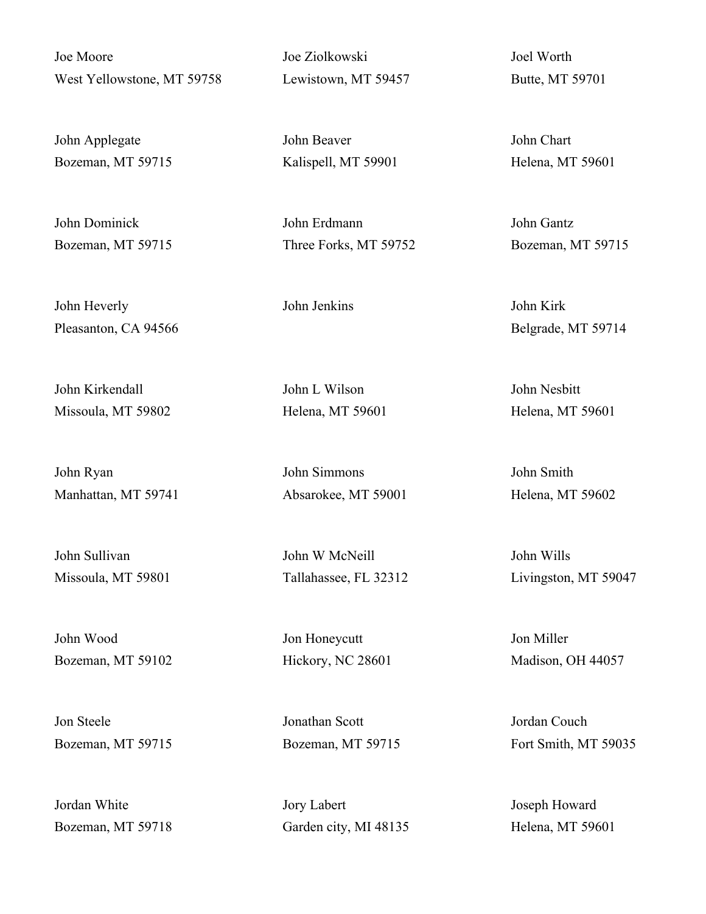Joe Moore
West Yellowstone, MT 59758

Joe Ziolkowski
Lewistown, MT 59457

Joel Worth
Butte, MT 59701

John Applegate
Bozeman, MT 59715

John Beaver
Kalispell, MT 59901

John Chart
Helena, MT 59601

John Dominick
Bozeman, MT 59715

John Erdmann
Three Forks, MT 59752

John Gantz
Bozeman, MT 59715

John Heverly
Pleasanton, CA 94566

John Jenkins

John Kirk
Belgrade, MT 59714

John Kirkendall
Missoula, MT 59802

John L Wilson
Helena, MT 59601

John Nesbitt
Helena, MT 59601

John Ryan
Manhattan, MT 59741

John Simmons
Absarokee, MT 59001

John Smith
Helena, MT 59602

John Sullivan
Missoula, MT 59801

John W McNeill
Tallahassee, FL 32312

John Wills
Livingston, MT 59047

John Wood
Bozeman, MT 59102

Jon Honeycutt
Hickory, NC 28601

Jon Miller
Madison, OH 44057

Jon Steele
Bozeman, MT 59715

Jonathan Scott
Bozeman, MT 59715

Jordan Couch
Fort Smith, MT 59035

Jordan White
Bozeman, MT 59718

Jory Labert
Garden city, MI 48135

Joseph Howard
Helena, MT 59601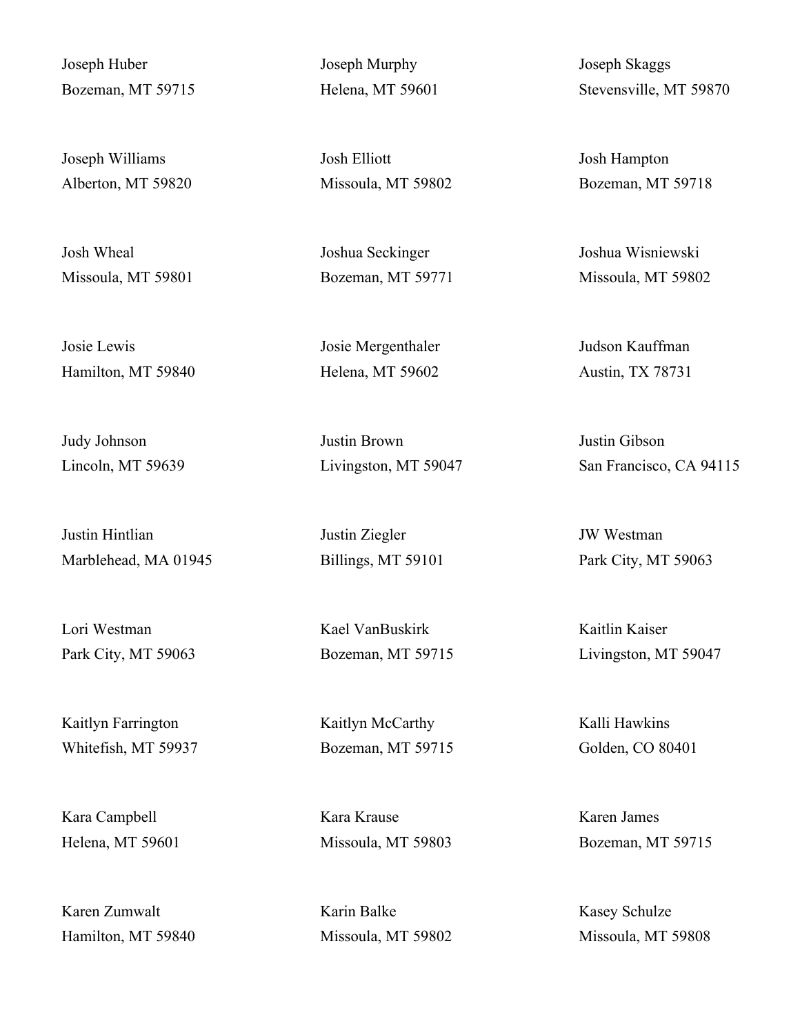Joseph Huber
Bozeman, MT 59715

Joseph Murphy
Helena, MT 59601

Joseph Skaggs
Stevensville, MT 59870

Joseph Williams
Alberton, MT 59820

Josh Elliott
Missoula, MT 59802

Josh Hampton
Bozeman, MT 59718

Josh Wheal
Missoula, MT 59801

Joshua Seckinger
Bozeman, MT 59771

Joshua Wisniewski
Missoula, MT 59802

Josie Lewis
Hamilton, MT 59840

Josie Mergenthaler
Helena, MT 59602

Judson Kauffman
Austin, TX 78731

Judy Johnson
Lincoln, MT 59639

Justin Brown
Livingston, MT 59047

Justin Gibson
San Francisco, CA 94115

Justin Hintlian
Marblehead, MA 01945

Justin Ziegler
Billings, MT 59101

JW Westman
Park City, MT 59063

Lori Westman
Park City, MT 59063

Kael VanBuskirk
Bozeman, MT 59715

Kaitlin Kaiser
Livingston, MT 59047

Kaitlyn Farrington
Whitefish, MT 59937

Kaitlyn McCarthy
Bozeman, MT 59715

Kalli Hawkins
Golden, CO 80401

Kara Campbell
Helena, MT 59601

Kara Krause
Missoula, MT 59803

Karen James
Bozeman, MT 59715

Karen Zumwalt
Hamilton, MT 59840

Karin Balke
Missoula, MT 59802

Kasey Schulze
Missoula, MT 59808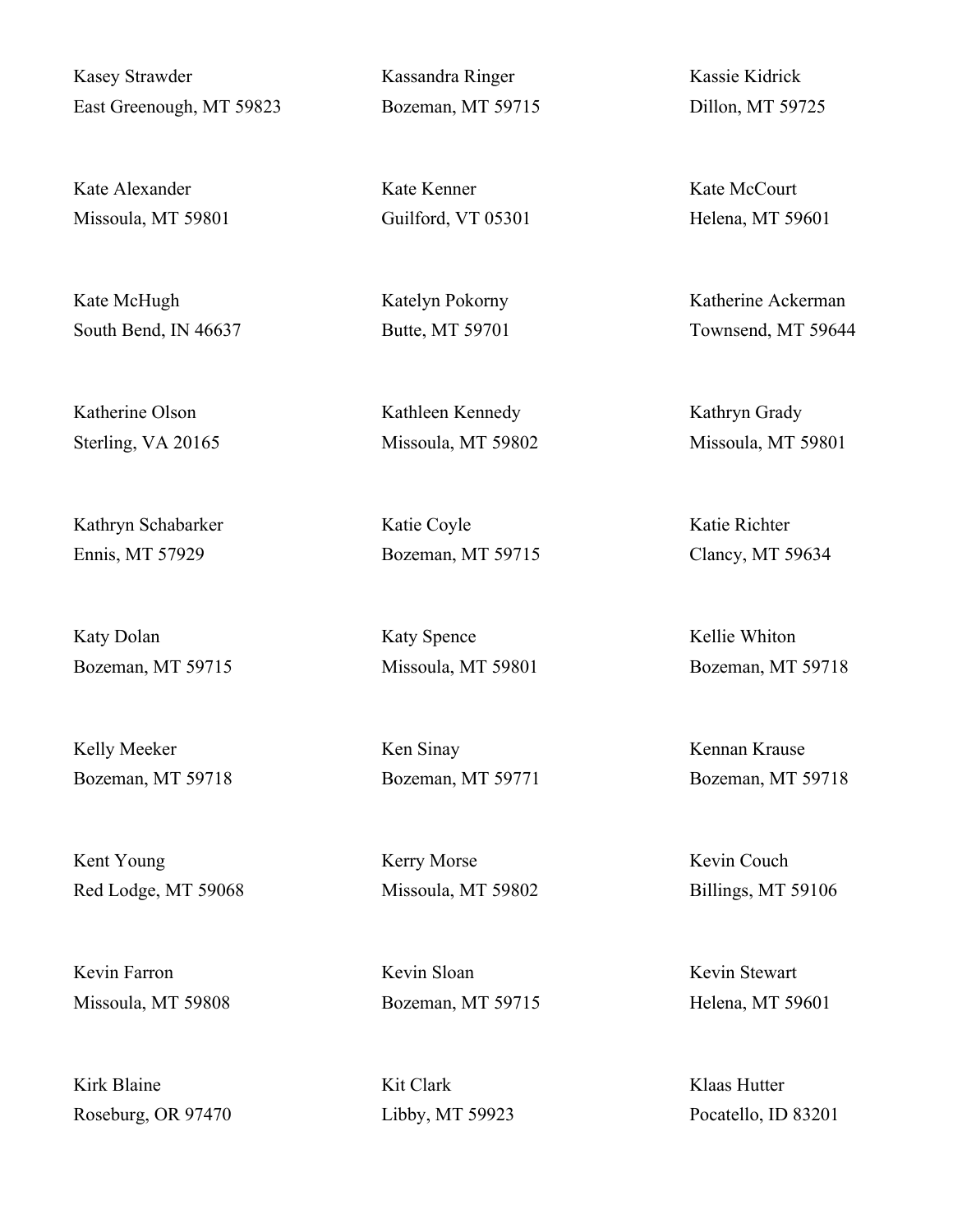Kasey Strawder
East Greenough, MT 59823

Kassandra Ringer
Bozeman, MT 59715

Kassie Kidrick
Dillon, MT 59725

Kate Alexander
Missoula, MT 59801

Kate Kenner
Guilford, VT 05301

Kate McCourt
Helena, MT 59601

Kate McHugh
South Bend, IN 46637

Katelyn Pokorny
Butte, MT 59701

Katherine Ackerman
Townsend, MT 59644

Katherine Olson
Sterling, VA 20165

Kathleen Kennedy
Missoula, MT 59802

Kathryn Grady
Missoula, MT 59801

Kathryn Schabarker
Ennis, MT 57929

Katie Coyle
Bozeman, MT 59715

Katie Richter
Clancy, MT 59634

Katy Dolan
Bozeman, MT 59715

Katy Spence
Missoula, MT 59801

Kellie Whiton
Bozeman, MT 59718

Kelly Meeker
Bozeman, MT 59718

Ken Sinay
Bozeman, MT 59771

Kennan Krause
Bozeman, MT 59718

Kent Young
Red Lodge, MT 59068

Kerry Morse
Missoula, MT 59802

Kevin Couch
Billings, MT 59106

Kevin Farron
Missoula, MT 59808

Kevin Sloan
Bozeman, MT 59715

Kevin Stewart
Helena, MT 59601

Kirk Blaine
Roseburg, OR 97470

Kit Clark
Libby, MT 59923

Klaas Hutter
Pocatello, ID 83201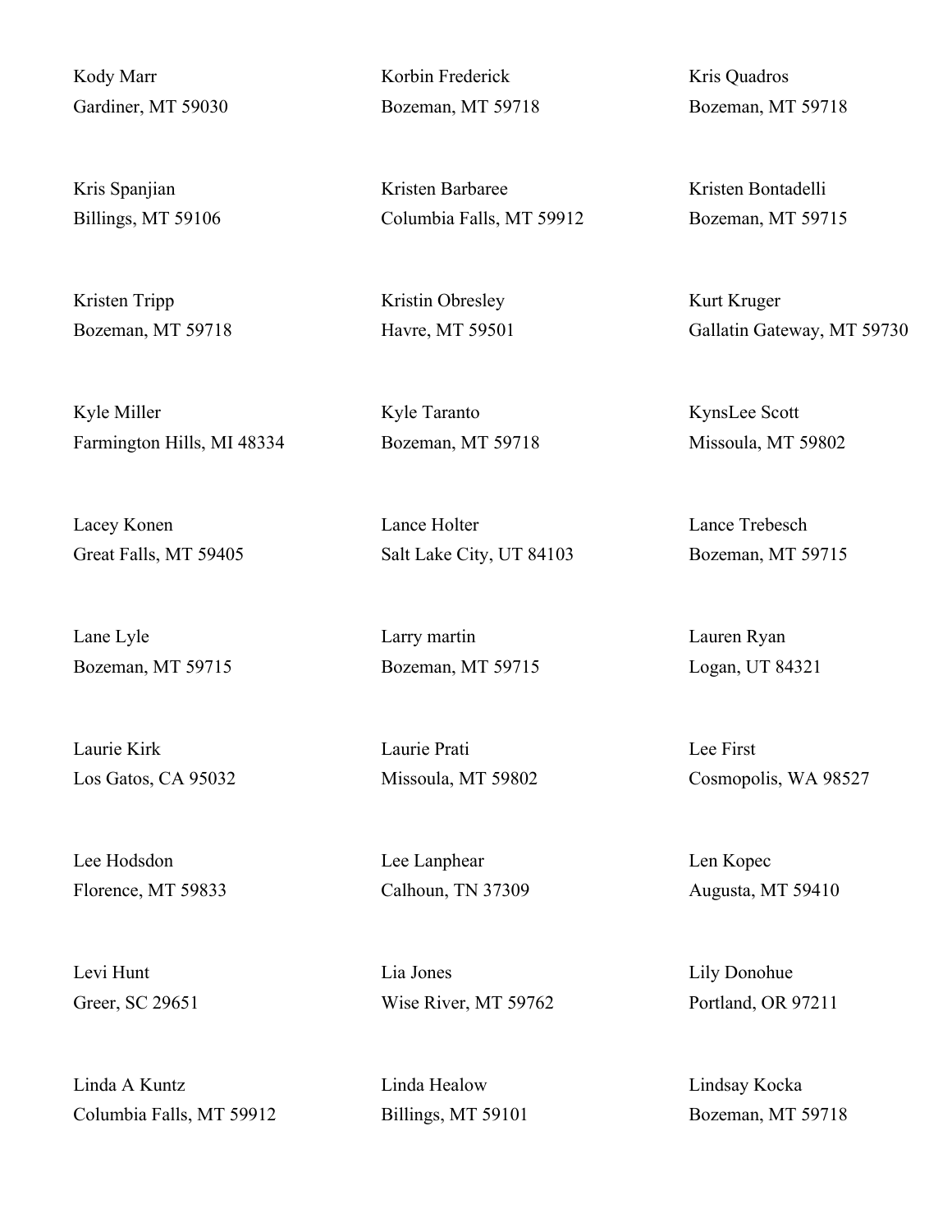Kody Marr
Gardiner, MT 59030

Korbin Frederick
Bozeman, MT 59718

Kris Quadros
Bozeman, MT 59718

Kris Spanjian
Billings, MT 59106

Kristen Barbaree
Columbia Falls, MT 59912

Kristen Bontadelli
Bozeman, MT 59715

Kristen Tripp
Bozeman, MT 59718

Kristin Obresley
Havre, MT 59501

Kurt Kruger
Gallatin Gateway, MT 59730

Kyle Miller
Farmington Hills, MI 48334

Kyle Taranto
Bozeman, MT 59718

KynsLee Scott
Missoula, MT 59802

Lacey Konen
Great Falls, MT 59405

Lance Holter
Salt Lake City, UT 84103

Lance Trebesch
Bozeman, MT 59715

Lane Lyle
Bozeman, MT 59715

Larry martin
Bozeman, MT 59715

Lauren Ryan
Logan, UT 84321

Laurie Kirk
Los Gatos, CA 95032

Laurie Prati
Missoula, MT 59802

Lee First
Cosmopolis, WA 98527

Lee Hodsdon
Florence, MT 59833

Lee Lanphear
Calhoun, TN 37309

Len Kopec
Augusta, MT 59410

Levi Hunt
Greer, SC 29651

Lia Jones
Wise River, MT 59762

Lily Donohue
Portland, OR 97211

Linda A Kuntz
Columbia Falls, MT 59912

Linda Healow
Billings, MT 59101

Lindsay Kocka
Bozeman, MT 59718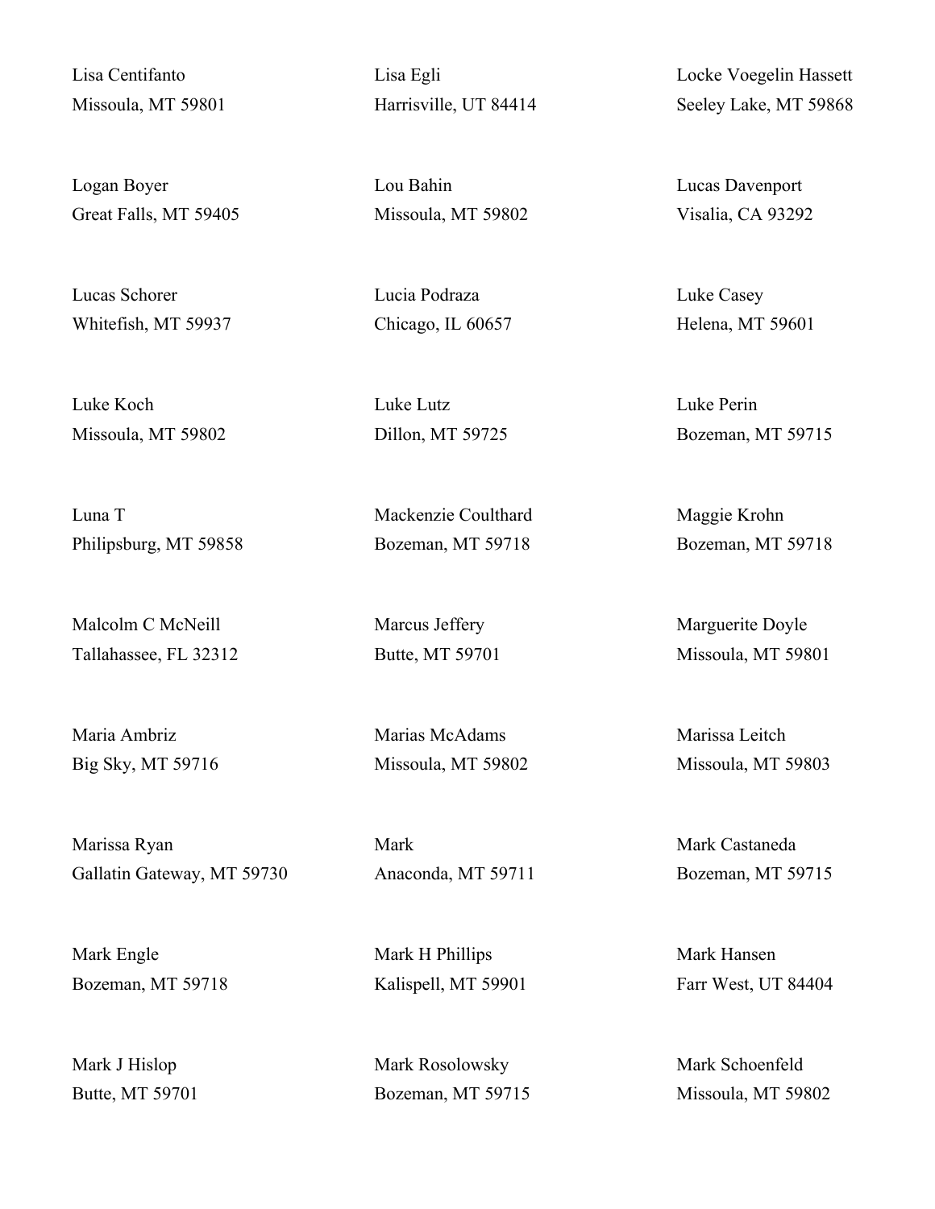Lisa Centifanto
Missoula, MT 59801

Lisa Egli
Harrisville, UT 84414

Locke Voegelin Hassett
Seeley Lake, MT 59868

Logan Boyer
Great Falls, MT 59405

Lou Bahin
Missoula, MT 59802

Lucas Davenport
Visalia, CA 93292

Lucas Schorer
Whitefish, MT 59937

Lucia Podraza
Chicago, IL 60657

Luke Casey
Helena, MT 59601

Luke Koch
Missoula, MT 59802

Luke Lutz
Dillon, MT 59725

Luke Perin
Bozeman, MT 59715

Luna T
Philipsburg, MT 59858

Mackenzie Coulthard
Bozeman, MT 59718

Maggie Krohn
Bozeman, MT 59718

Malcolm C McNeill
Tallahassee, FL 32312

Marcus Jeffery
Butte, MT 59701

Marguerite Doyle
Missoula, MT 59801

Maria Ambriz
Big Sky, MT 59716

Marias McAdams
Missoula, MT 59802

Marissa Leitch
Missoula, MT 59803

Marissa Ryan
Gallatin Gateway, MT 59730

Mark
Anaconda, MT 59711

Mark Castaneda
Bozeman, MT 59715

Mark Engle
Bozeman, MT 59718

Mark H Phillips
Kalispell, MT 59901

Mark Hansen
Farr West, UT 84404

Mark J Hislop
Butte, MT 59701

Mark Rosolowsky
Bozeman, MT 59715

Mark Schoenfeld
Missoula, MT 59802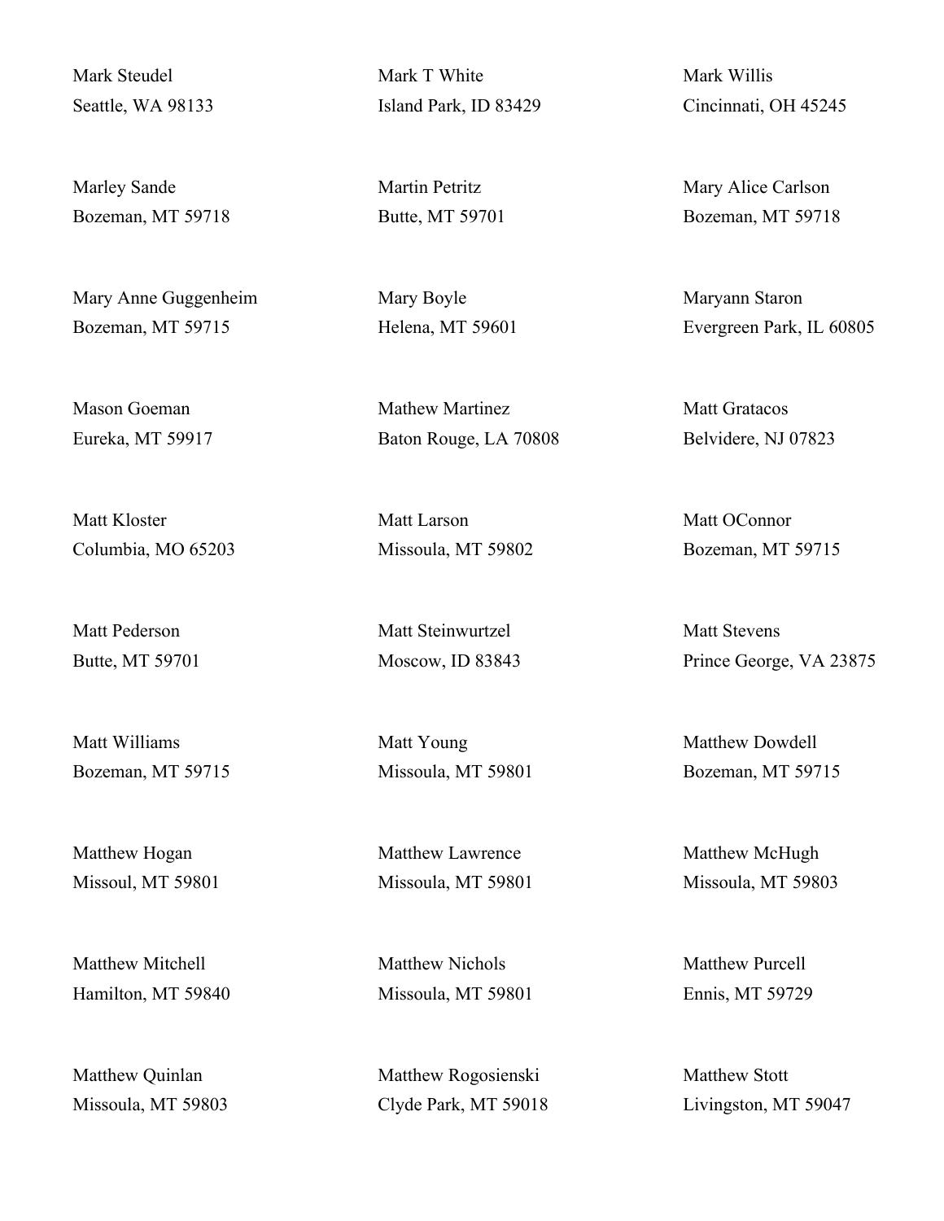Mark Steudel
Seattle, WA 98133

Mark T White
Island Park, ID 83429

Mark Willis
Cincinnati, OH 45245

Marley Sande
Bozeman, MT 59718

Martin Petritz
Butte, MT 59701

Mary Alice Carlson
Bozeman, MT 59718

Mary Anne Guggenheim
Bozeman, MT 59715

Mary Boyle
Helena, MT 59601

Maryann Staron
Evergreen Park, IL 60805

Mason Goeman
Eureka, MT 59917

Mathew Martinez
Baton Rouge, LA 70808

Matt Gratacos
Belvidere, NJ 07823

Matt Kloster
Columbia, MO 65203

Matt Larson
Missoula, MT 59802

Matt OConnor
Bozeman, MT 59715

Matt Pederson
Butte, MT 59701

Matt Steinwurtzel
Moscow, ID 83843

Matt Stevens
Prince George, VA 23875

Matt Williams
Bozeman, MT 59715

Matt Young
Missoula, MT 59801

Matthew Dowdell
Bozeman, MT 59715

Matthew Hogan
Missoul, MT 59801

Matthew Lawrence
Missoula, MT 59801

Matthew McHugh
Missoula, MT 59803

Matthew Mitchell
Hamilton, MT 59840

Matthew Nichols
Missoula, MT 59801

Matthew Purcell
Ennis, MT 59729

Matthew Quinlan
Missoula, MT 59803

Matthew Rogosienski
Clyde Park, MT 59018

Matthew Stott
Livingston, MT 59047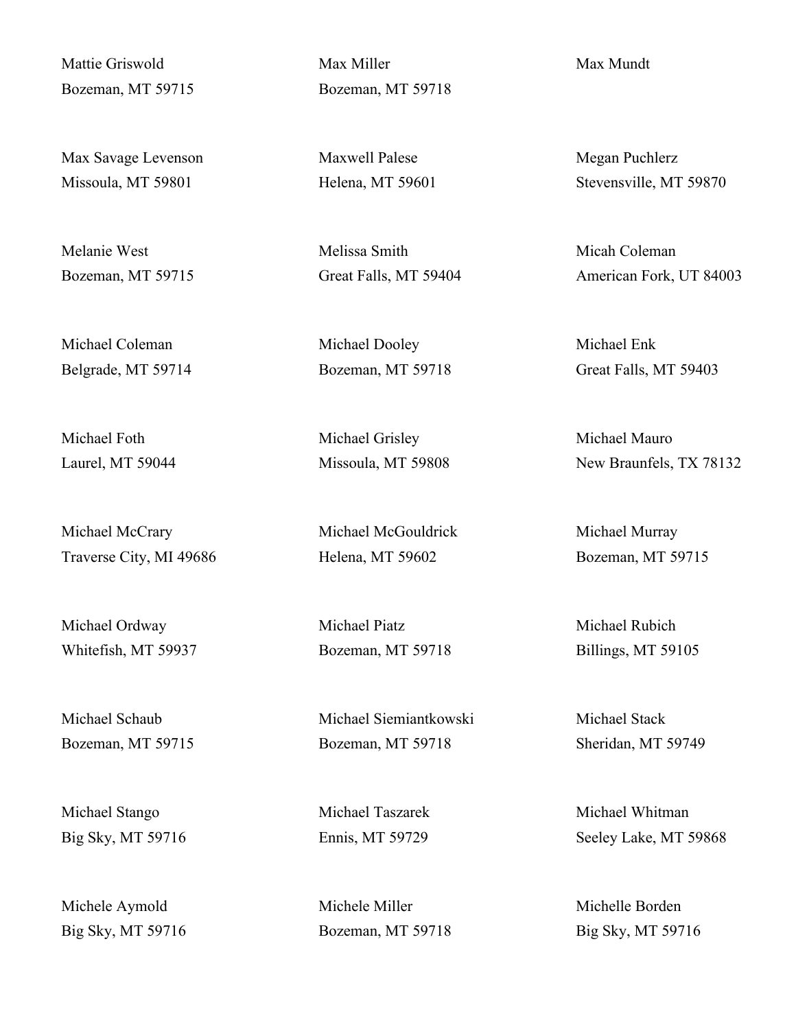Mattie Griswold
Bozeman, MT 59715

Max Miller
Bozeman, MT 59718

Max Mundt

Max Savage Levenson
Missoula, MT 59801

Maxwell Palese
Helena, MT 59601

Megan Puchlerz
Stevensville, MT 59870

Melanie West
Bozeman, MT 59715

Melissa Smith
Great Falls, MT 59404

Micah Coleman
American Fork, UT 84003

Michael Coleman
Belgrade, MT 59714

Michael Dooley
Bozeman, MT 59718

Michael Enk
Great Falls, MT 59403

Michael Foth
Laurel, MT 59044

Michael Grisley
Missoula, MT 59808

Michael Mauro
New Braunfels, TX 78132

Michael McCrary
Traverse City, MI 49686

Michael McGouldrick
Helena, MT 59602

Michael Murray
Bozeman, MT 59715

Michael Ordway
Whitefish, MT 59937

Michael Piatz
Bozeman, MT 59718

Michael Rubich
Billings, MT 59105

Michael Schaub
Bozeman, MT 59715

Michael Siemiantkowski
Bozeman, MT 59718

Michael Stack
Sheridan, MT 59749

Michael Stango
Big Sky, MT 59716

Michael Taszarek
Ennis, MT 59729

Michael Whitman
Seeley Lake, MT 59868

Michele Aymold
Big Sky, MT 59716

Michele Miller
Bozeman, MT 59718

Michelle Borden
Big Sky, MT 59716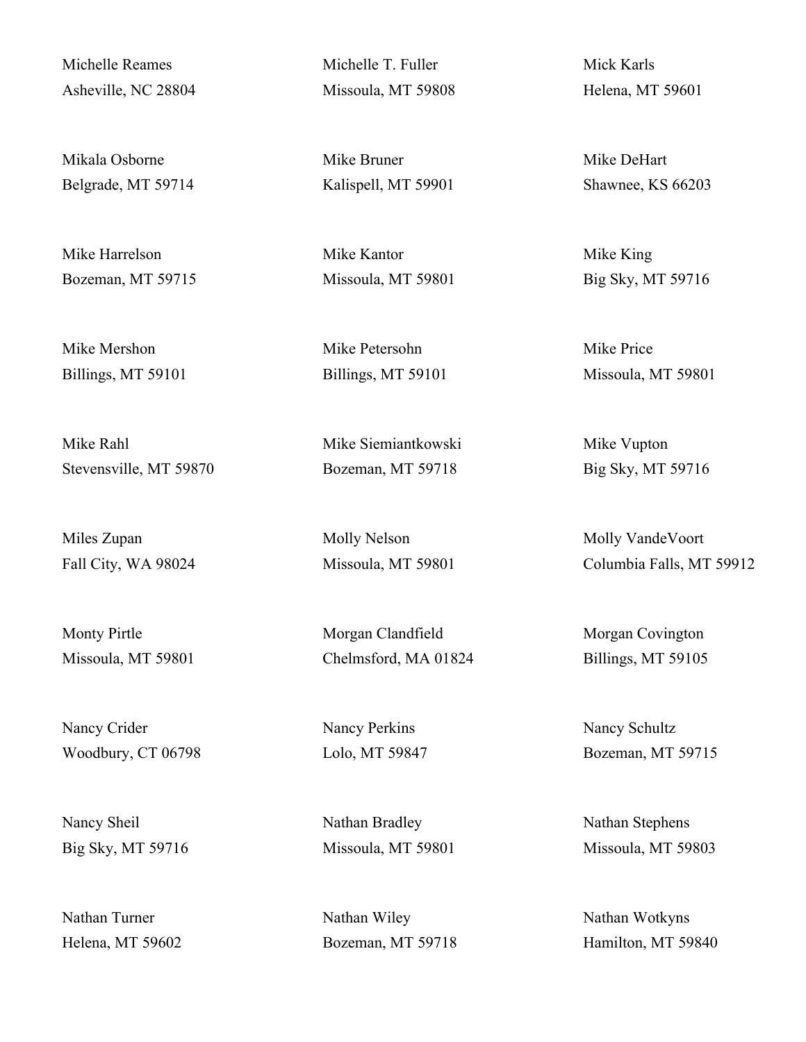Michelle Reames
Asheville, NC 28804

Michelle T. Fuller
Missoula, MT 59808

Mick Karls
Helena, MT 59601

Mikala Osborne
Belgrade, MT 59714

Mike Bruner
Kalispell, MT 59901

Mike DeHart
Shawnee, KS 66203

Mike Harrelson
Bozeman, MT 59715

Mike Kantor
Missoula, MT 59801

Mike King
Big Sky, MT 59716

Mike Mershon
Billings, MT 59101

Mike Petersohn
Billings, MT 59101

Mike Price
Missoula, MT 59801

Mike Rahl
Stevensville, MT 59870

Mike Siemiantkowski
Bozeman, MT 59718

Mike Vupton
Big Sky, MT 59716

Miles Zupan
Fall City, WA 98024

Molly Nelson
Missoula, MT 59801

Molly VandeVoort
Columbia Falls, MT 59912

Monty Pirtle
Missoula, MT 59801

Morgan Clandfield
Chelmsford, MA 01824

Morgan Covington
Billings, MT 59105

Nancy Crider
Woodbury, CT 06798

Nancy Perkins
Lolo, MT 59847

Nancy Schultz
Bozeman, MT 59715

Nancy Sheil
Big Sky, MT 59716

Nathan Bradley
Missoula, MT 59801

Nathan Stephens
Missoula, MT 59803

Nathan Turner
Helena, MT 59602

Nathan Wiley
Bozeman, MT 59718

Nathan Wotkyns
Hamilton, MT 59840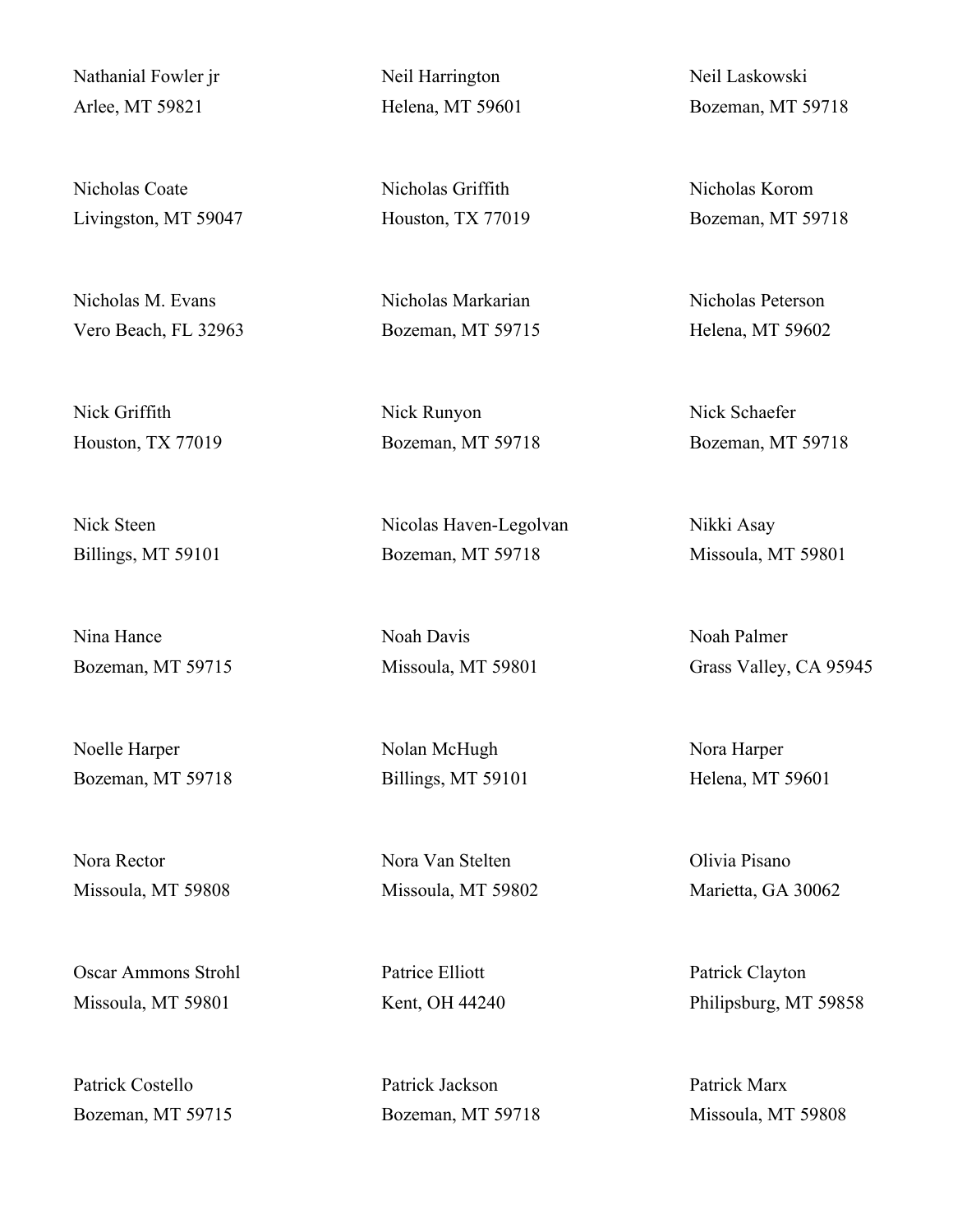Nathanial Fowler jr
Arlee, MT 59821

Neil Harrington
Helena, MT 59601

Neil Laskowski
Bozeman, MT 59718

Nicholas Coate
Livingston, MT 59047

Nicholas Griffith
Houston, TX 77019

Nicholas Korom
Bozeman, MT 59718

Nicholas M. Evans
Vero Beach, FL 32963

Nicholas Markarian
Bozeman, MT 59715

Nicholas Peterson
Helena, MT 59602

Nick Griffith
Houston, TX 77019

Nick Runyon
Bozeman, MT 59718

Nick Schaefer
Bozeman, MT 59718

Nick Steen
Billings, MT 59101

Nicolas Haven-Legolvan
Bozeman, MT 59718

Nikki Asay
Missoula, MT 59801

Nina Hance
Bozeman, MT 59715

Noah Davis
Missoula, MT 59801

Noah Palmer
Grass Valley, CA 95945

Noelle Harper
Bozeman, MT 59718

Nolan McHugh
Billings, MT 59101

Nora Harper
Helena, MT 59601

Nora Rector
Missoula, MT 59808

Nora Van Stelten
Missoula, MT 59802

Olivia Pisano
Marietta, GA 30062

Oscar Ammons Strohl
Missoula, MT 59801

Patrice Elliott
Kent, OH 44240

Patrick Clayton
Philipsburg, MT 59858

Patrick Costello
Bozeman, MT 59715

Patrick Jackson
Bozeman, MT 59718

Patrick Marx
Missoula, MT 59808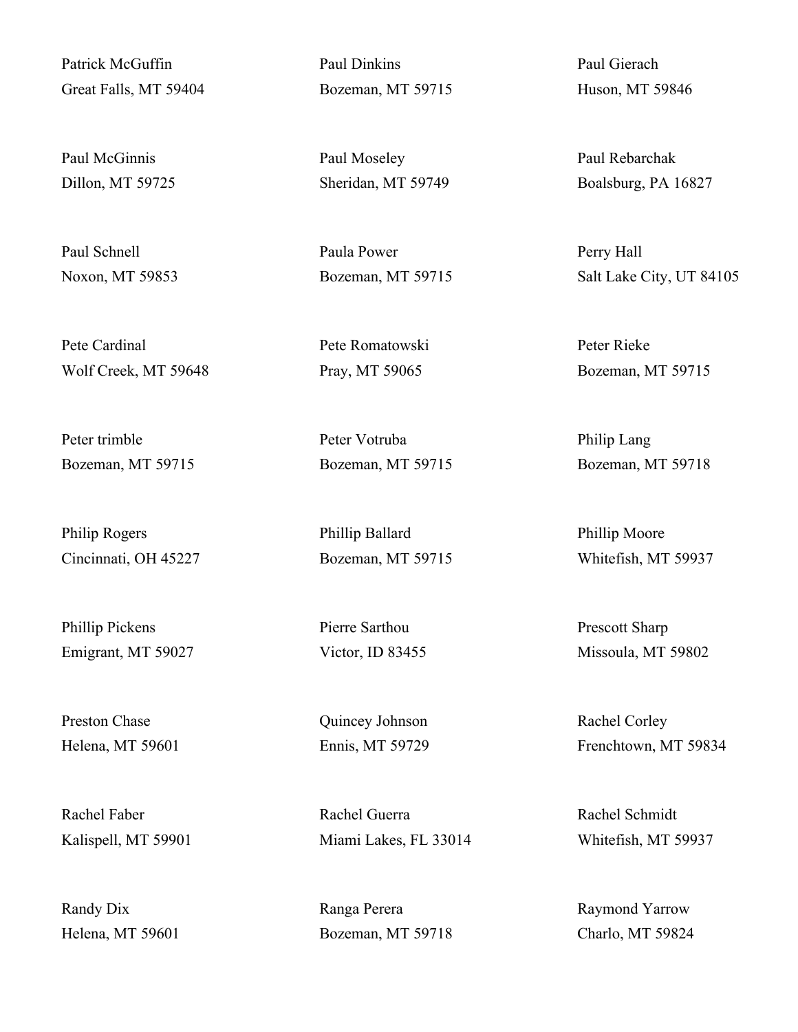Patrick McGuffin
Great Falls, MT 59404

Paul Dinkins
Bozeman, MT 59715

Paul Gierach
Huson, MT 59846

Paul McGinnis
Dillon, MT 59725

Paul Moseley
Sheridan, MT 59749

Paul Rebarchak
Boalsburg, PA 16827

Paul Schnell
Noxon, MT 59853

Paula Power
Bozeman, MT 59715

Perry Hall
Salt Lake City, UT 84105

Pete Cardinal
Wolf Creek, MT 59648

Pete Romatowski
Pray, MT 59065

Peter Rieke
Bozeman, MT 59715

Peter trimble
Bozeman, MT 59715

Peter Votruba
Bozeman, MT 59715

Philip Lang
Bozeman, MT 59718

Philip Rogers
Cincinnati, OH 45227

Phillip Ballard
Bozeman, MT 59715

Phillip Moore
Whitefish, MT 59937

Phillip Pickens
Emigrant, MT 59027

Pierre Sarthou
Victor, ID 83455

Prescott Sharp
Missoula, MT 59802

Preston Chase
Helena, MT 59601

Quincey Johnson
Ennis, MT 59729

Rachel Corley
Frenchtown, MT 59834

Rachel Faber
Kalispell, MT 59901

Rachel Guerra
Miami Lakes, FL 33014

Rachel Schmidt
Whitefish, MT 59937

Randy Dix
Helena, MT 59601

Ranga Perera
Bozeman, MT 59718

Raymond Yarrow
Charlo, MT 59824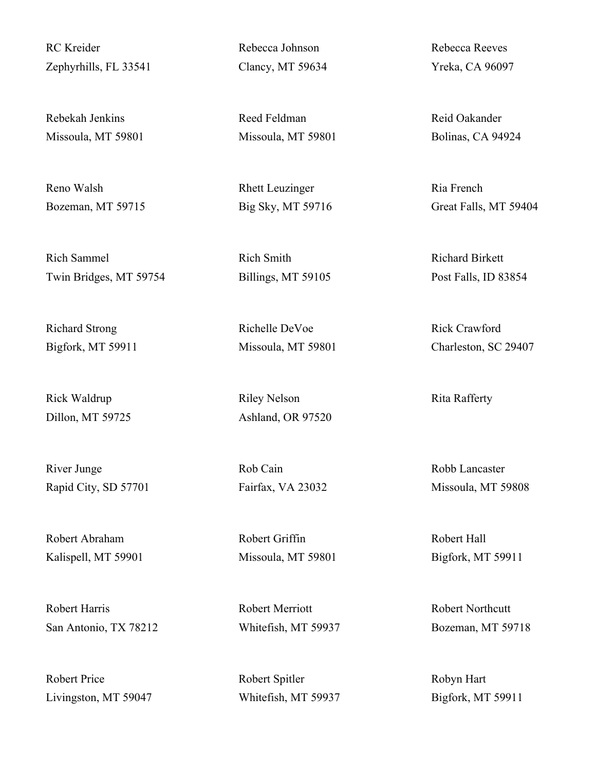RC Kreider
Zephyrhills, FL 33541

Rebecca Johnson
Clancy, MT 59634

Rebecca Reeves
Yreka, CA 96097

Rebekah Jenkins
Missoula, MT 59801

Reed Feldman
Missoula, MT 59801

Reid Oakander
Bolinas, CA 94924

Reno Walsh
Bozeman, MT 59715

Rhett Leuzinger
Big Sky, MT 59716

Ria French
Great Falls, MT 59404

Rich Sammel
Twin Bridges, MT 59754

Rich Smith
Billings, MT 59105

Richard Birkett
Post Falls, ID 83854

Richard Strong
Bigfork, MT 59911

Richelle DeVoe
Missoula, MT 59801

Rick Crawford
Charleston, SC 29407

Rick Waldrup
Dillon, MT 59725

Riley Nelson
Ashland, OR 97520

Rita Rafferty

River Junge
Rapid City, SD 57701

Rob Cain
Fairfax, VA 23032

Robb Lancaster
Missoula, MT 59808

Robert Abraham
Kalispell, MT 59901

Robert Griffin
Missoula, MT 59801

Robert Hall
Bigfork, MT 59911

Robert Harris
San Antonio, TX 78212

Robert Merriott
Whitefish, MT 59937

Robert Northcutt
Bozeman, MT 59718

Robert Price
Livingston, MT 59047

Robert Spitler
Whitefish, MT 59937

Robyn Hart
Bigfork, MT 59911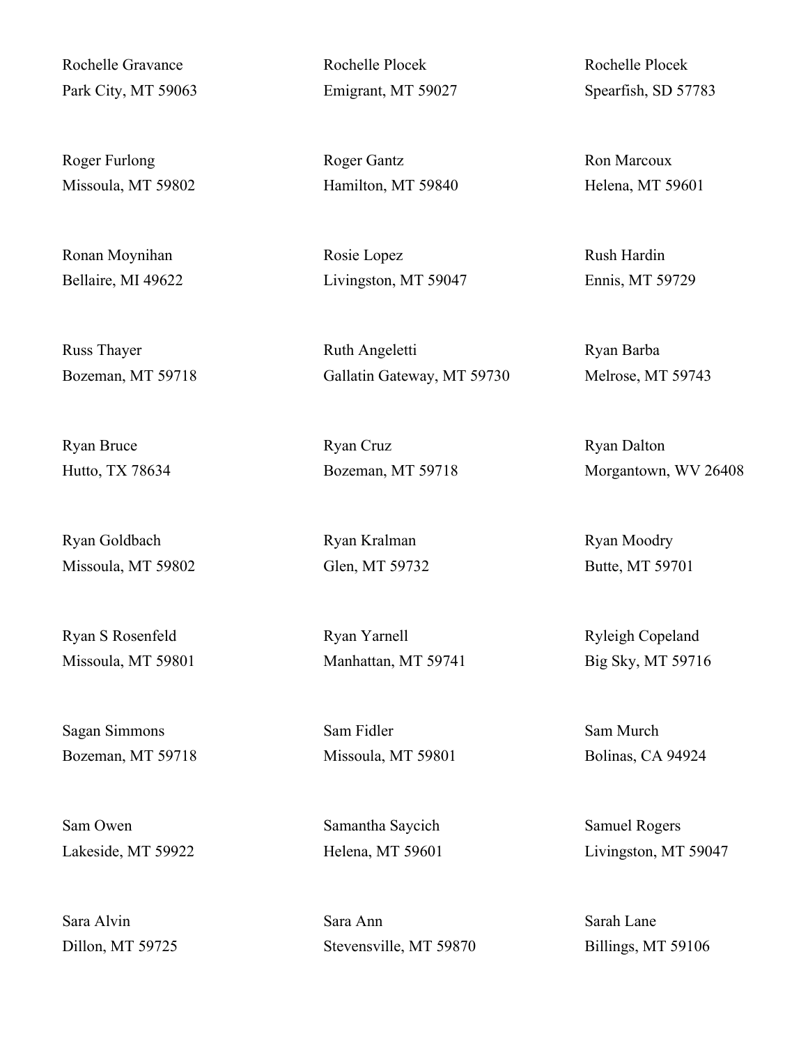Rochelle Gravance
Park City, MT 59063

Rochelle Plocek
Emigrant, MT 59027

Rochelle Plocek
Spearfish, SD 57783

Roger Furlong
Missoula, MT 59802

Roger Gantz
Hamilton, MT 59840

Ron Marcoux
Helena, MT 59601

Ronan Moynihan
Bellaire, MI 49622

Rosie Lopez
Livingston, MT 59047

Rush Hardin
Ennis, MT 59729

Russ Thayer
Bozeman, MT 59718

Ruth Angeletti
Gallatin Gateway, MT 59730

Ryan Barba
Melrose, MT 59743

Ryan Bruce
Hutto, TX 78634

Ryan Cruz
Bozeman, MT 59718

Ryan Dalton
Morgantown, WV 26408

Ryan Goldbach
Missoula, MT 59802

Ryan Kralman
Glen, MT 59732

Ryan Moodry
Butte, MT 59701

Ryan S Rosenfeld
Missoula, MT 59801

Ryan Yarnell
Manhattan, MT 59741

Ryleigh Copeland
Big Sky, MT 59716

Sagan Simmons
Bozeman, MT 59718

Sam Fidler
Missoula, MT 59801

Sam Murch
Bolinas, CA 94924

Sam Owen
Lakeside, MT 59922

Samantha Saycich
Helena, MT 59601

Samuel Rogers
Livingston, MT 59047

Sara Alvin
Dillon, MT 59725

Sara Ann
Stevensville, MT 59870

Sarah Lane
Billings, MT 59106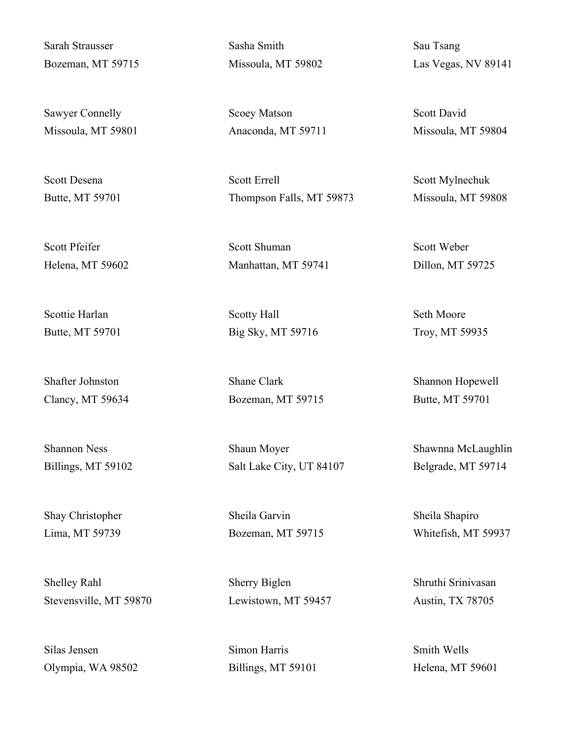Sarah Strausser
Bozeman, MT 59715

Sasha Smith
Missoula, MT 59802

Sau Tsang
Las Vegas, NV 89141

Sawyer Connelly
Missoula, MT 59801

Scoey Matson
Anaconda, MT 59711

Scott David
Missoula, MT 59804

Scott Desena
Butte, MT 59701

Scott Errell
Thompson Falls, MT 59873

Scott Mylnechuk
Missoula, MT 59808

Scott Pfeifer
Helena, MT 59602

Scott Shuman
Manhattan, MT 59741

Scott Weber
Dillon, MT 59725

Scottie Harlan
Butte, MT 59701

Scotty Hall
Big Sky, MT 59716

Seth Moore
Troy, MT 59935

Shafter Johnston
Clancy, MT 59634

Shane Clark
Bozeman, MT 59715

Shannon Hopewell
Butte, MT 59701

Shannon Ness
Billings, MT 59102

Shaun Moyer
Salt Lake City, UT 84107

Shawnna McLaughlin
Belgrade, MT 59714

Shay Christopher
Lima, MT 59739

Sheila Garvin
Bozeman, MT 59715

Sheila Shapiro
Whitefish, MT 59937

Shelley Rahl
Stevensville, MT 59870

Sherry Biglen
Lewistown, MT 59457

Shruthi Srinivasan
Austin, TX 78705

Silas Jensen
Olympia, WA 98502

Simon Harris
Billings, MT 59101

Smith Wells
Helena, MT 59601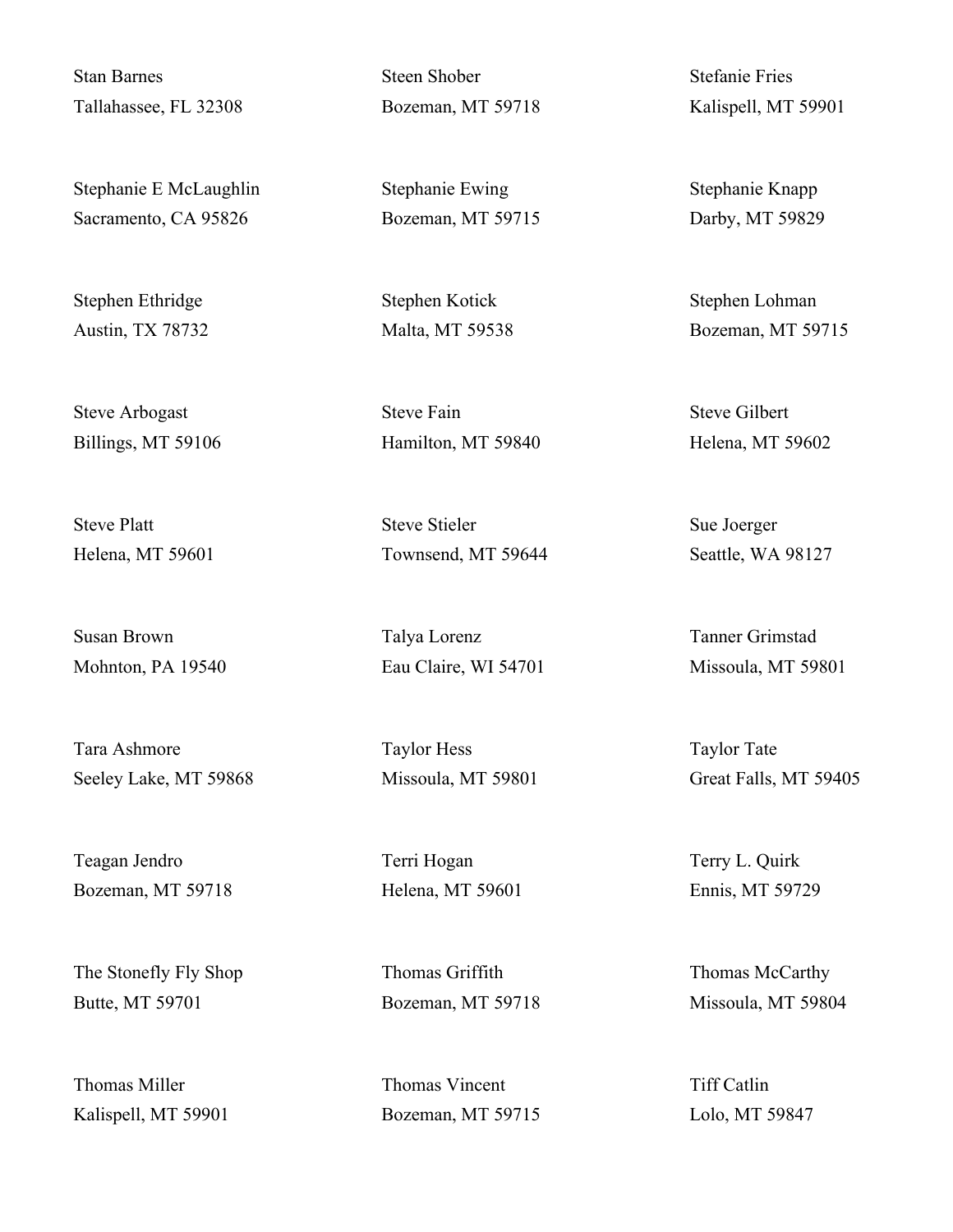Stan Barnes
Tallahassee, FL 32308

Steen Shober
Bozeman, MT 59718

Stefanie Fries
Kalispell, MT 59901

Stephanie E McLaughlin
Sacramento, CA 95826

Stephanie Ewing
Bozeman, MT 59715

Stephanie Knapp
Darby, MT 59829

Stephen Ethridge
Austin, TX 78732

Stephen Kotick
Malta, MT 59538

Stephen Lohman
Bozeman, MT 59715

Steve Arbogast
Billings, MT 59106

Steve Fain
Hamilton, MT 59840

Steve Gilbert
Helena, MT 59602

Steve Platt
Helena, MT 59601

Steve Stieler
Townsend, MT 59644

Sue Joerger
Seattle, WA 98127

Susan Brown
Mohnton, PA 19540

Talya Lorenz
Eau Claire, WI 54701

Tanner Grimstad
Missoula, MT 59801

Tara Ashmore
Seeley Lake, MT 59868

Taylor Hess
Missoula, MT 59801

Taylor Tate
Great Falls, MT 59405

Teagan Jendro
Bozeman, MT 59718

Terri Hogan
Helena, MT 59601

Terry L. Quirk
Ennis, MT 59729

The Stonefly Fly Shop
Butte, MT 59701

Thomas Griffith
Bozeman, MT 59718

Thomas McCarthy
Missoula, MT 59804

Thomas Miller
Kalispell, MT 59901

Thomas Vincent
Bozeman, MT 59715

Tiff Catlin
Lolo, MT 59847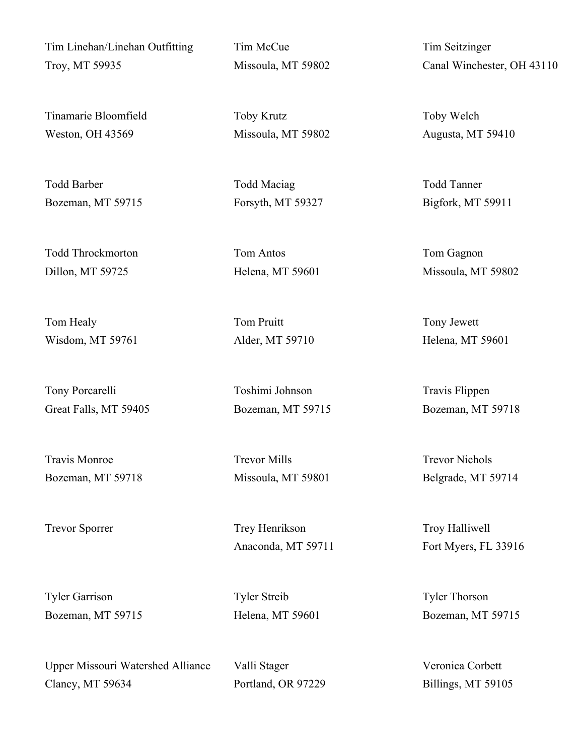Tim Linehan/Linehan Outfitting
Troy, MT 59935

Tim McCue
Missoula, MT 59802

Tim Seitzinger
Canal Winchester, OH 43110

Tinamarie Bloomfield
Weston, OH 43569

Toby Krutz
Missoula, MT 59802

Toby Welch
Augusta, MT 59410

Todd Barber
Bozeman, MT 59715

Todd Maciag
Forsyth, MT 59327

Todd Tanner
Bigfork, MT 59911

Todd Throckmorton
Dillon, MT 59725

Tom Antos
Helena, MT 59601

Tom Gagnon
Missoula, MT 59802

Tom Healy
Wisdom, MT 59761

Tom Pruitt
Alder, MT 59710

Tony Jewett
Helena, MT 59601

Tony Porcarelli
Great Falls, MT 59405

Toshimi Johnson
Bozeman, MT 59715

Travis Flippen
Bozeman, MT 59718

Travis Monroe
Bozeman, MT 59718

Trevor Mills
Missoula, MT 59801

Trevor Nichols
Belgrade, MT 59714

Trevor Sporrer

Trey Henrikson
Anaconda, MT 59711

Troy Halliwell
Fort Myers, FL 33916

Tyler Garrison
Bozeman, MT 59715

Tyler Streib
Helena, MT 59601

Tyler Thorson
Bozeman, MT 59715

Upper Missouri Watershed Alliance
Clancy, MT 59634

Valli Stager
Portland, OR 97229

Veronica Corbett
Billings, MT 59105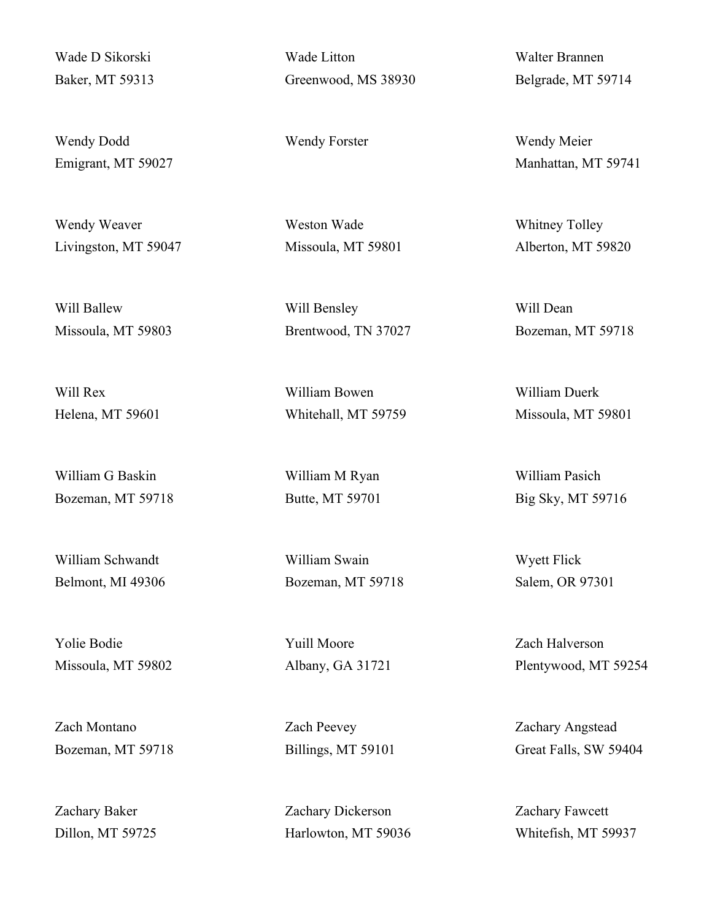Wade D Sikorski
Baker, MT 59313

Wade Litton
Greenwood, MS 38930

Walter Brannen
Belgrade, MT 59714

Wendy Dodd
Emigrant, MT 59027

Wendy Forster

Wendy Meier
Manhattan, MT 59741

Wendy Weaver
Livingston, MT 59047

Weston Wade
Missoula, MT 59801

Whitney Tolley
Alberton, MT 59820

Will Ballew
Missoula, MT 59803

Will Bensley
Brentwood, TN 37027

Will Dean
Bozeman, MT 59718

Will Rex
Helena, MT 59601

William Bowen
Whitehall, MT 59759

William Duerk
Missoula, MT 59801

William G Baskin
Bozeman, MT 59718

William M Ryan
Butte, MT 59701

William Pasich
Big Sky, MT 59716

William Schwandt
Belmont, MI 49306

William Swain
Bozeman, MT 59718

Wyett Flick
Salem, OR 97301

Yolie Bodie
Missoula, MT 59802

Yuill Moore
Albany, GA 31721

Zach Halverson
Plentywood, MT 59254

Zach Montano
Bozeman, MT 59718

Zach Peevey
Billings, MT 59101

Zachary Angstead
Great Falls, SW 59404

Zachary Baker
Dillon, MT 59725

Zachary Dickerson
Harlowton, MT 59036

Zachary Fawcett
Whitefish, MT 59937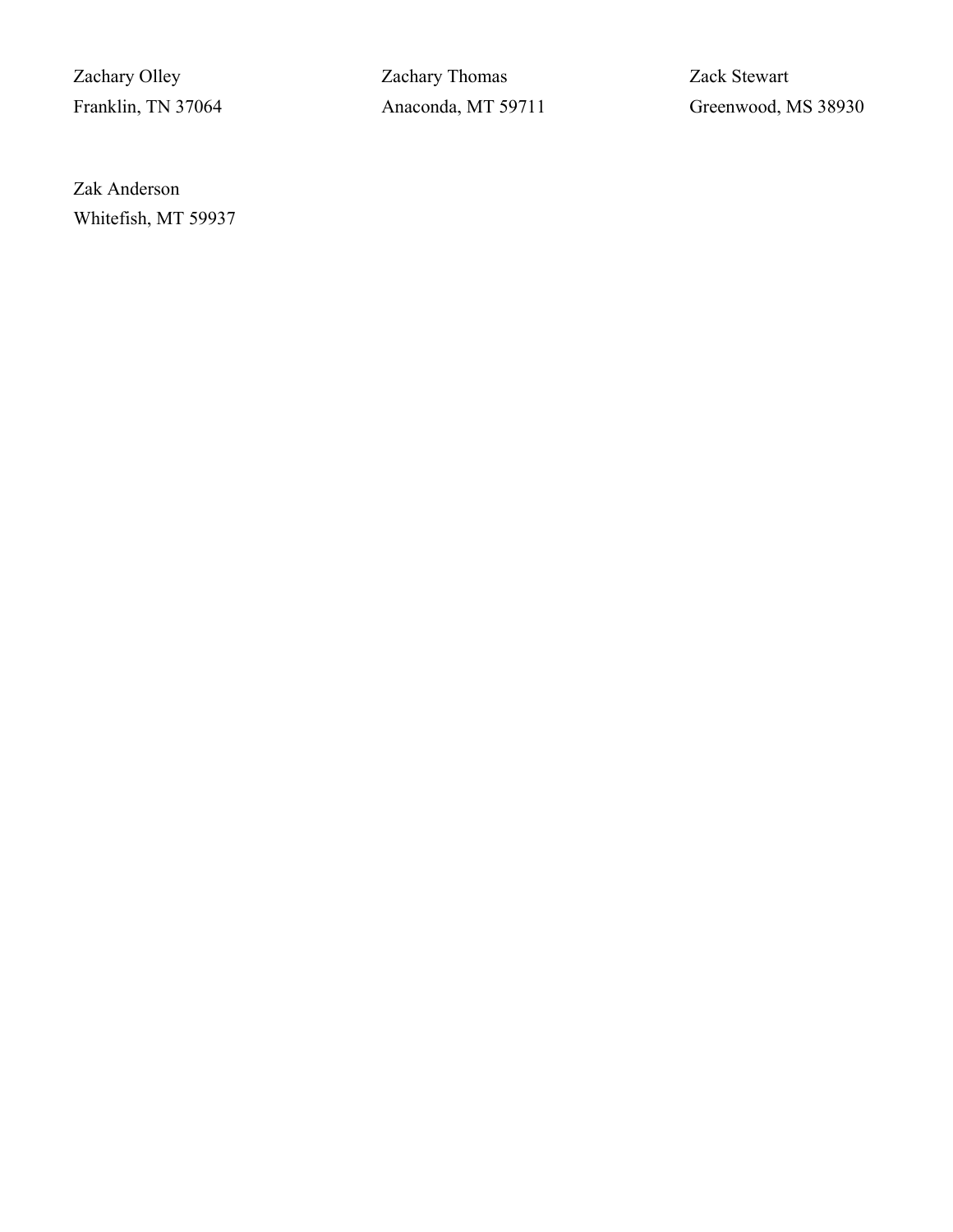Zachary Olley
Franklin, TN 37064

Zachary Thomas
Anaconda, MT 59711

Zack Stewart
Greenwood, MS 38930

Zak Anderson
Whitefish, MT 59937